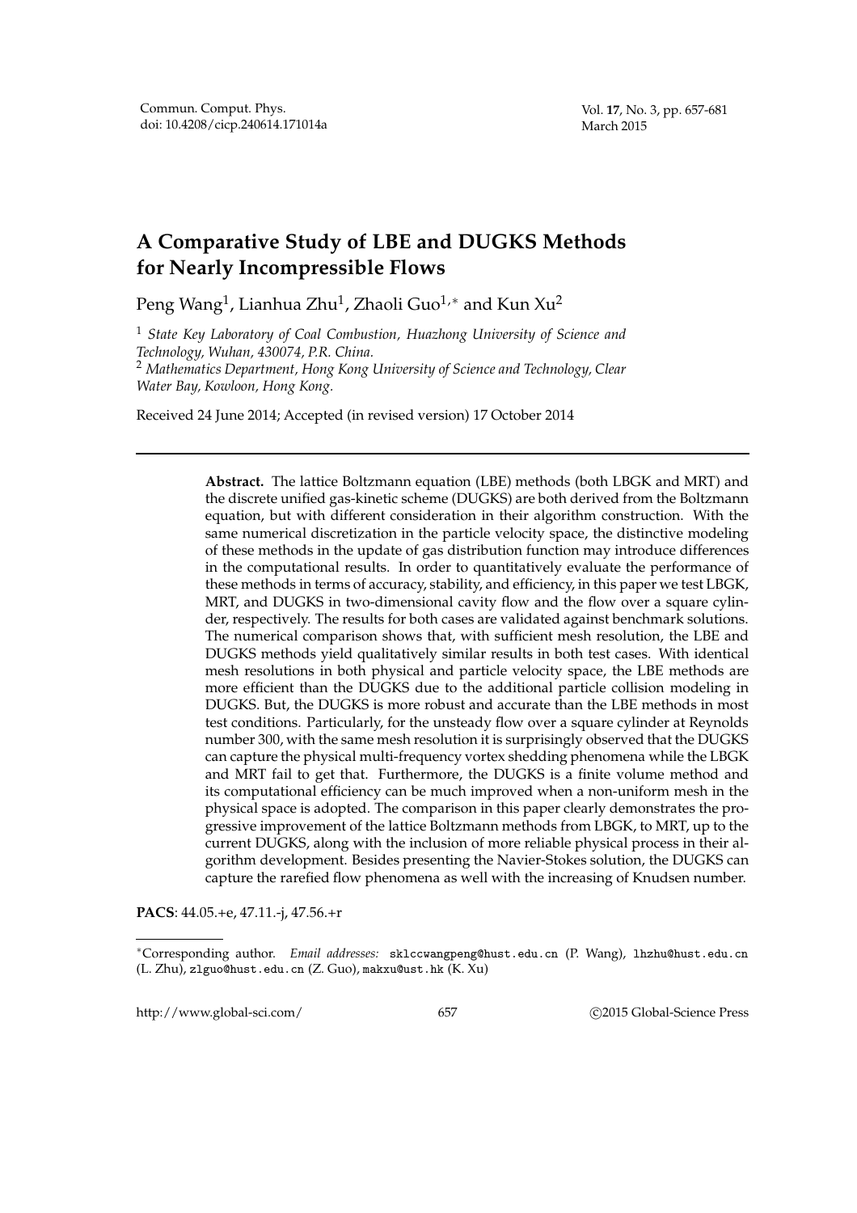# A Comparative Study of LBE and DUGKS Methods for Nearly Incompressible Flows

Peng Wang[1], Lianhua Zhu[1], Zhaoli Guo[1,*] and Kun Xu[2]

[1] *State Key Laboratory of Coal Combustion, Huazhong University of Science and Technology, Wuhan, 430074, P.R. China.*
[2] *Mathematics Department, Hong Kong University of Science and Technology, Clear Water Bay, Kowloon, Hong Kong.*

Received 24 June 2014; Accepted (in revised version) 17 October 2014

---

**Abstract.** The lattice Boltzmann equation (LBE) methods (both LBGK and MRT) and the discrete unified gas-kinetic scheme (DUGKS) are both derived from the Boltzmann equation, but with different consideration in their algorithm construction. With the same numerical discretization in the particle velocity space, the distinctive modeling of these methods in the update of gas distribution function may introduce differences in the computational results. In order to quantitatively evaluate the performance of these methods in terms of accuracy, stability, and efficiency, in this paper we test LBGK, MRT, and DUGKS in two-dimensional cavity flow and the flow over a square cylinder, respectively. The results for both cases are validated against benchmark solutions. The numerical comparison shows that, with sufficient mesh resolution, the LBE and DUGKS methods yield qualitatively similar results in both test cases. With identical mesh resolutions in both physical and particle velocity space, the LBE methods are more efficient than the DUGKS due to the additional particle collision modeling in DUGKS. But, the DUGKS is more robust and accurate than the LBE methods in most test conditions. Particularly, for the unsteady flow over a square cylinder at Reynolds number 300, with the same mesh resolution it is surprisingly observed that the DUGKS can capture the physical multi-frequency vortex shedding phenomena while the LBGK and MRT fail to get that. Furthermore, the DUGKS is a finite volume method and its computational efficiency can be much improved when a non-uniform mesh in the physical space is adopted. The comparison in this paper clearly demonstrates the progressive improvement of the lattice Boltzmann methods from LBGK, to MRT, up to the current DUGKS, along with the inclusion of more reliable physical process in their algorithm development. Besides presenting the Navier-Stokes solution, the DUGKS can capture the rarefied flow phenomena as well with the increasing of Knudsen number.

**PACS**: 44.05.+e, 47.11.-j, 47.56.+r

---

*Corresponding author. *Email addresses:* sklccwangpeng@hust.edu.cn (P. Wang), lhzhu@hust.edu.cn (L. Zhu), zlguo@hust.edu.cn (Z. Guo), makxu@ust.hk (K. Xu)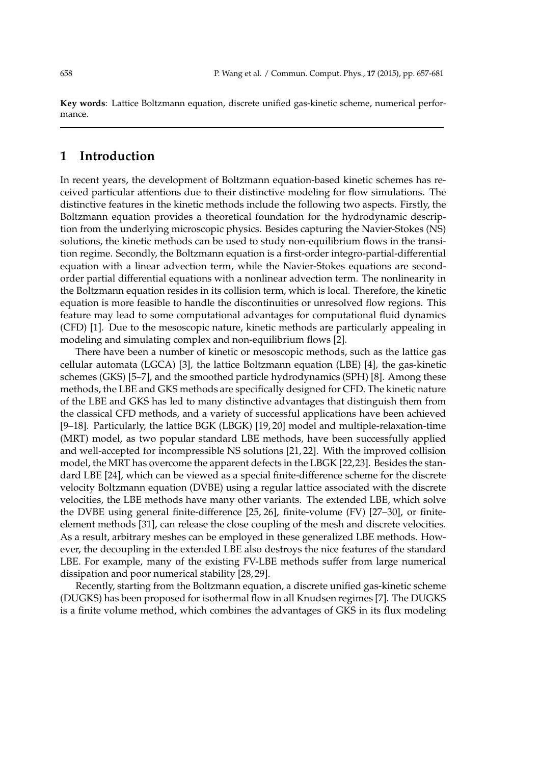**Key words**: Lattice Boltzmann equation, discrete unified gas-kinetic scheme, numerical performance.

## 1 Introduction

In recent years, the development of Boltzmann equation-based kinetic schemes has received particular attentions due to their distinctive modeling for flow simulations. The distinctive features in the kinetic methods include the following two aspects. Firstly, the Boltzmann equation provides a theoretical foundation for the hydrodynamic description from the underlying microscopic physics. Besides capturing the Navier-Stokes (NS) solutions, the kinetic methods can be used to study non-equilibrium flows in the transition regime. Secondly, the Boltzmann equation is a first-order integro-partial-differential equation with a linear advection term, while the Navier-Stokes equations are second-order partial differential equations with a nonlinear advection term. The nonlinearity in the Boltzmann equation resides in its collision term, which is local. Therefore, the kinetic equation is more feasible to handle the discontinuities or unresolved flow regions. This feature may lead to some computational advantages for computational fluid dynamics (CFD) [1]. Due to the mesoscopic nature, kinetic methods are particularly appealing in modeling and simulating complex and non-equilibrium flows [2].

There have been a number of kinetic or mesoscopic methods, such as the lattice gas cellular automata (LGCA) [3], the lattice Boltzmann equation (LBE) [4], the gas-kinetic schemes (GKS) [5–7], and the smoothed particle hydrodynamics (SPH) [8]. Among these methods, the LBE and GKS methods are specifically designed for CFD. The kinetic nature of the LBE and GKS has led to many distinctive advantages that distinguish them from the classical CFD methods, and a variety of successful applications have been achieved [9–18]. Particularly, the lattice BGK (LBGK) [19, 20] model and multiple-relaxation-time (MRT) model, as two popular standard LBE methods, have been successfully applied and well-accepted for incompressible NS solutions [21, 22]. With the improved collision model, the MRT has overcome the apparent defects in the LBGK [22,23]. Besides the standard LBE [24], which can be viewed as a special finite-difference scheme for the discrete velocity Boltzmann equation (DVBE) using a regular lattice associated with the discrete velocities, the LBE methods have many other variants. The extended LBE, which solve the DVBE using general finite-difference [25, 26], finite-volume (FV) [27–30], or finite-element methods [31], can release the close coupling of the mesh and discrete velocities. As a result, arbitrary meshes can be employed in these generalized LBE methods. However, the decoupling in the extended LBE also destroys the nice features of the standard LBE. For example, many of the existing FV-LBE methods suffer from large numerical dissipation and poor numerical stability [28, 29].

Recently, starting from the Boltzmann equation, a discrete unified gas-kinetic scheme (DUGKS) has been proposed for isothermal flow in all Knudsen regimes [7]. The DUGKS is a finite volume method, which combines the advantages of GKS in its flux modeling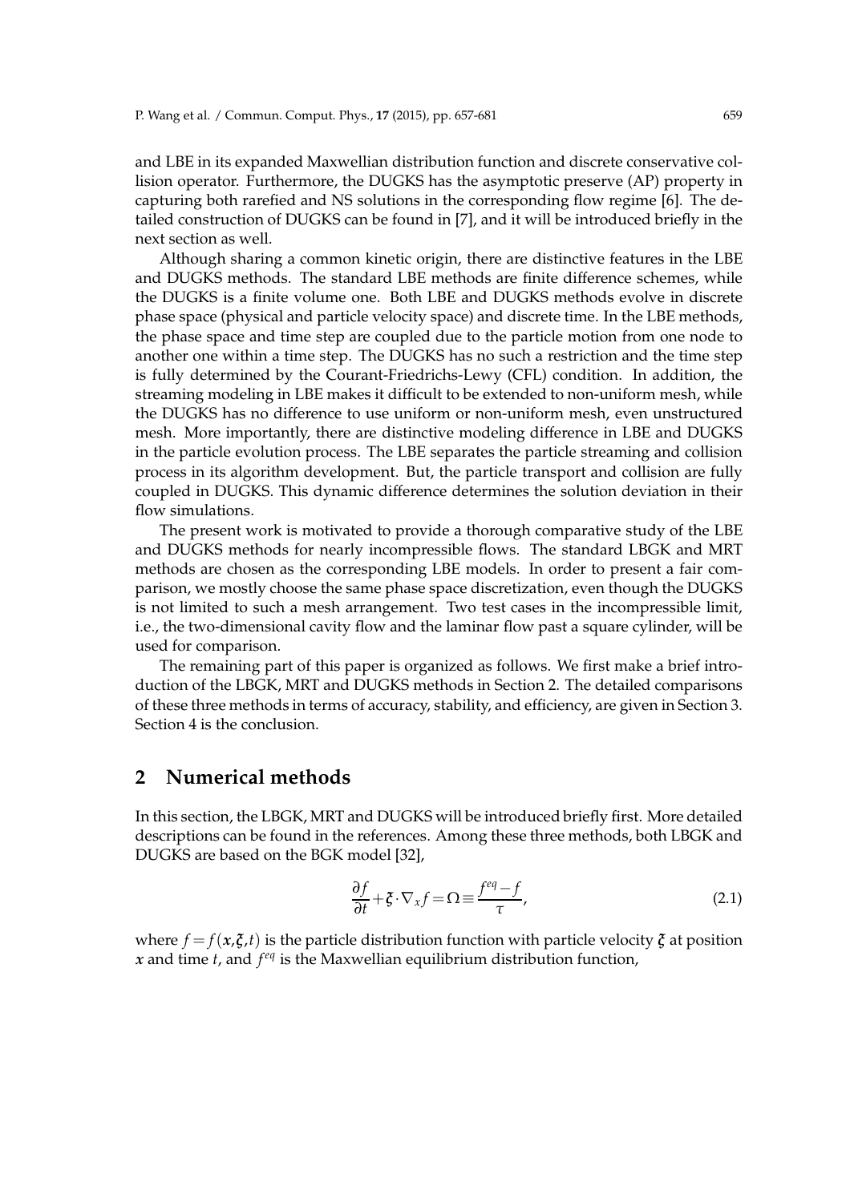and LBE in its expanded Maxwellian distribution function and discrete conservative collision operator. Furthermore, the DUGKS has the asymptotic preserve (AP) property in capturing both rarefied and NS solutions in the corresponding flow regime [6]. The detailed construction of DUGKS can be found in [7], and it will be introduced briefly in the next section as well.

Although sharing a common kinetic origin, there are distinctive features in the LBE and DUGKS methods. The standard LBE methods are finite difference schemes, while the DUGKS is a finite volume one. Both LBE and DUGKS methods evolve in discrete phase space (physical and particle velocity space) and discrete time. In the LBE methods, the phase space and time step are coupled due to the particle motion from one node to another one within a time step. The DUGKS has no such a restriction and the time step is fully determined by the Courant-Friedrichs-Lewy (CFL) condition. In addition, the streaming modeling in LBE makes it difficult to be extended to non-uniform mesh, while the DUGKS has no difference to use uniform or non-uniform mesh, even unstructured mesh. More importantly, there are distinctive modeling difference in LBE and DUGKS in the particle evolution process. The LBE separates the particle streaming and collision process in its algorithm development. But, the particle transport and collision are fully coupled in DUGKS. This dynamic difference determines the solution deviation in their flow simulations.

The present work is motivated to provide a thorough comparative study of the LBE and DUGKS methods for nearly incompressible flows. The standard LBGK and MRT methods are chosen as the corresponding LBE models. In order to present a fair comparison, we mostly choose the same phase space discretization, even though the DUGKS is not limited to such a mesh arrangement. Two test cases in the incompressible limit, i.e., the two-dimensional cavity flow and the laminar flow past a square cylinder, will be used for comparison.

The remaining part of this paper is organized as follows. We first make a brief introduction of the LBGK, MRT and DUGKS methods in Section 2. The detailed comparisons of these three methods in terms of accuracy, stability, and efficiency, are given in Section 3. Section 4 is the conclusion.

## 2 Numerical methods

In this section, the LBGK, MRT and DUGKS will be introduced briefly first. More detailed descriptions can be found in the references. Among these three methods, both LBGK and DUGKS are based on the BGK model [32],

$$\frac{\partial f}{\partial t}+\boldsymbol{\xi}\cdot\nabla_x f=\Omega\equiv\frac{f^{eq}-f}{\tau}, \tag{2.1}$$

where $f=f(\boldsymbol{x},\boldsymbol{\xi},t)$ is the particle distribution function with particle velocity $\boldsymbol{\xi}$ at position $\boldsymbol{x}$ and time $t$, and $f^{eq}$ is the Maxwellian equilibrium distribution function,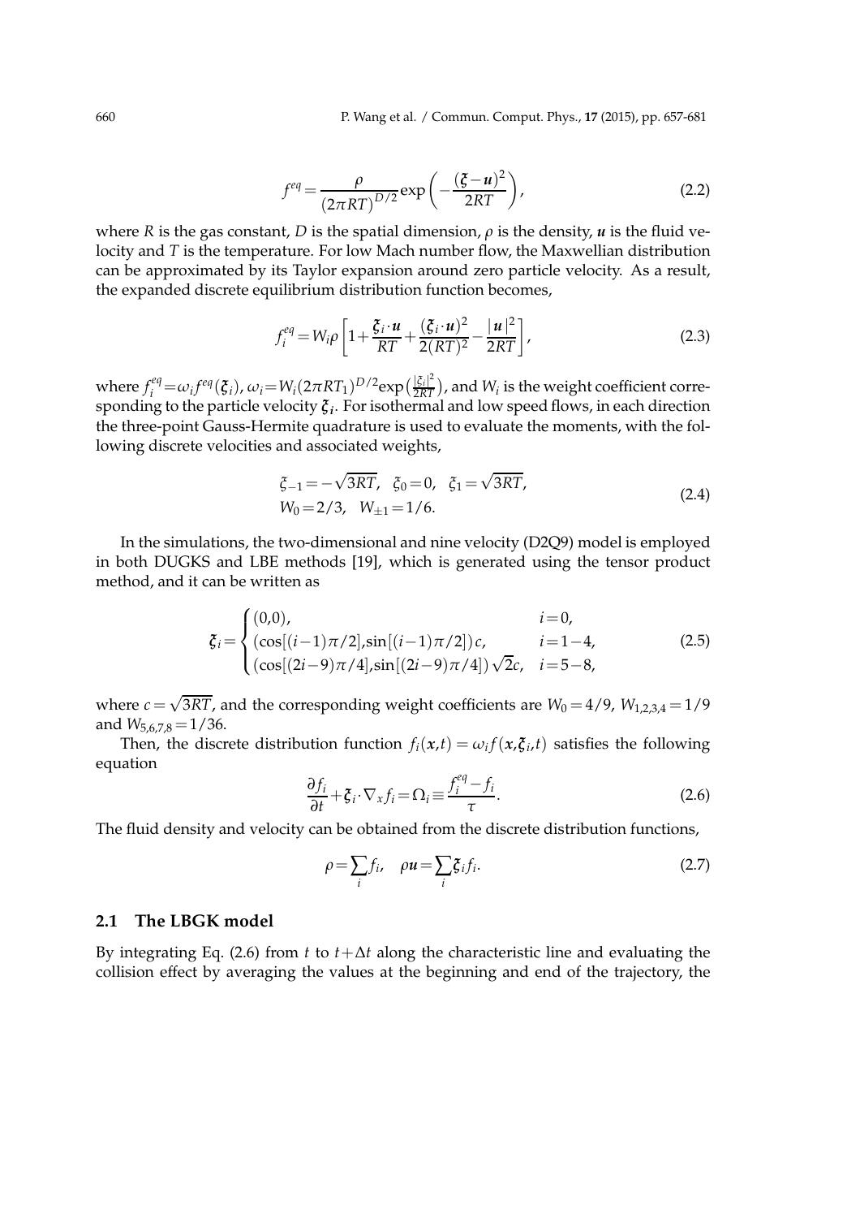$$f^{eq} = \frac{\rho}{(2\pi RT)^{D/2}} \exp\left(-\frac{(\boldsymbol{\xi}-\boldsymbol{u})^2}{2RT}\right), \tag{2.2}$$

where $R$ is the gas constant, $D$ is the spatial dimension, $\rho$ is the density, $\boldsymbol{u}$ is the fluid velocity and $T$ is the temperature. For low Mach number flow, the Maxwellian distribution can be approximated by its Taylor expansion around zero particle velocity. As a result, the expanded discrete equilibrium distribution function becomes,

$$f_i^{eq} = W_i \rho \left[1 + \frac{\boldsymbol{\xi}_i \cdot \boldsymbol{u}}{RT} + \frac{(\boldsymbol{\xi}_i \cdot \boldsymbol{u})^2}{2(RT)^2} - \frac{|\boldsymbol{u}|^2}{2RT}\right], \tag{2.3}$$

where $f_i^{eq} = \omega_i f^{eq}(\boldsymbol{\xi}_i)$, $\omega_i = W_i (2\pi RT_1)^{D/2} \exp\left(\frac{|\xi_i|^2}{2RT}\right)$, and $W_i$ is the weight coefficient corresponding to the particle velocity $\boldsymbol{\xi}_i$. For isothermal and low speed flows, in each direction the three-point Gauss-Hermite quadrature is used to evaluate the moments, with the following discrete velocities and associated weights,

$$\begin{aligned} &\xi_{-1} = -\sqrt{3RT}, \quad \xi_0 = 0, \quad \xi_1 = \sqrt{3RT}, \\ &W_0 = 2/3, \quad W_{\pm 1} = 1/6. \end{aligned} \tag{2.4}$$

In the simulations, the two-dimensional and nine velocity (D2Q9) model is employed in both DUGKS and LBE methods [19], which is generated using the tensor product method, and it can be written as

$$\boldsymbol{\xi}_i = \begin{cases} (0,0), & i=0, \\ (\cos[(i-1)\pi/2], \sin[(i-1)\pi/2])\, c, & i=1-4, \\ (\cos[(2i-9)\pi/4], \sin[(2i-9)\pi/4])\sqrt{2}c, & i=5-8, \end{cases} \tag{2.5}$$

where $c = \sqrt{3RT}$, and the corresponding weight coefficients are $W_0 = 4/9$, $W_{1,2,3,4} = 1/9$ and $W_{5,6,7,8} = 1/36$.

Then, the discrete distribution function $f_i(\boldsymbol{x},t) = \omega_i f(\boldsymbol{x}, \boldsymbol{\xi}_i, t)$ satisfies the following equation

$$\frac{\partial f_i}{\partial t} + \boldsymbol{\xi}_i \cdot \nabla_x f_i = \Omega_i \equiv \frac{f_i^{eq} - f_i}{\tau}. \tag{2.6}$$

The fluid density and velocity can be obtained from the discrete distribution functions,

$$\rho = \sum_i f_i, \quad \rho \boldsymbol{u} = \sum_i \boldsymbol{\xi}_i f_i. \tag{2.7}$$

### 2.1 The LBGK model

By integrating Eq. (2.6) from $t$ to $t+\Delta t$ along the characteristic line and evaluating the collision effect by averaging the values at the beginning and end of the trajectory, the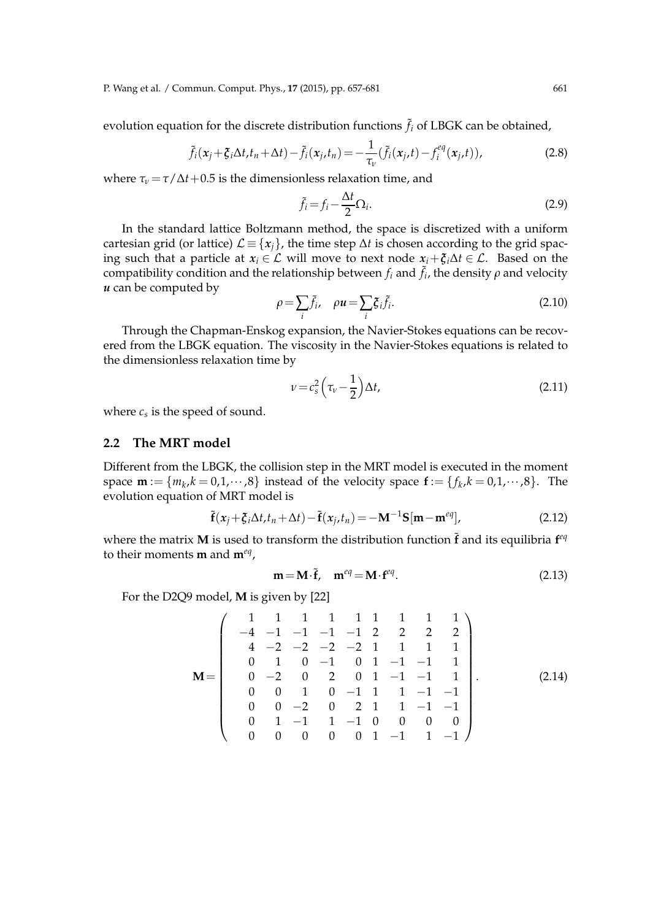evolution equation for the discrete distribution functions $\tilde{f}_i$ of LBGK can be obtained,

$$\tilde{f}_i(\boldsymbol{x}_j+\boldsymbol{\xi}_i\Delta t,t_n+\Delta t)-\tilde{f}_i(\boldsymbol{x}_j,t_n)=-\frac{1}{\tau_\nu}(\tilde{f}_i(\boldsymbol{x}_j,t)-f_i^{eq}(\boldsymbol{x}_j,t)), \tag{2.8}$$

where $\tau_\nu=\tau/\Delta t+0.5$ is the dimensionless relaxation time, and

$$\tilde{f}_i=f_i-\frac{\Delta t}{2}\Omega_i. \tag{2.9}$$

In the standard lattice Boltzmann method, the space is discretized with a uniform cartesian grid (or lattice) $\mathcal{L}\equiv\{\boldsymbol{x}_j\}$, the time step $\Delta t$ is chosen according to the grid spacing such that a particle at $\boldsymbol{x}_i\in\mathcal{L}$ will move to next node $\boldsymbol{x}_i+\boldsymbol{\xi}_i\Delta t\in\mathcal{L}$. Based on the compatibility condition and the relationship between $f_i$ and $\tilde{f}_i$, the density $\rho$ and velocity $\boldsymbol{u}$ can be computed by

$$\rho=\sum_i\tilde{f}_i,\quad \rho\boldsymbol{u}=\sum_i\boldsymbol{\xi}_i\tilde{f}_i. \tag{2.10}$$

Through the Chapman-Enskog expansion, the Navier-Stokes equations can be recovered from the LBGK equation. The viscosity in the Navier-Stokes equations is related to the dimensionless relaxation time by

$$\nu=c_s^2\Big(\tau_\nu-\frac{1}{2}\Big)\Delta t, \tag{2.11}$$

where $c_s$ is the speed of sound.

## 2.2 The MRT model

Different from the LBGK, the collision step in the MRT model is executed in the moment space $\mathbf{m}:=\{m_k,k=0,1,\cdots,8\}$ instead of the velocity space $\mathbf{f}:=\{f_k,k=0,1,\cdots,8\}$. The evolution equation of MRT model is

$$\tilde{\mathbf{f}}(\boldsymbol{x}_j+\boldsymbol{\xi}_i\Delta t,t_n+\Delta t)-\tilde{\mathbf{f}}(\boldsymbol{x}_j,t_n)=-\mathbf{M}^{-1}\mathbf{S}[\mathbf{m}-\mathbf{m}^{eq}], \tag{2.12}$$

where the matrix $\mathbf{M}$ is used to transform the distribution function $\tilde{\mathbf{f}}$ and its equilibria $\mathbf{f}^{eq}$ to their moments $\mathbf{m}$ and $\mathbf{m}^{eq}$,

$$\mathbf{m}=\mathbf{M}\cdot\tilde{\mathbf{f}},\quad \mathbf{m}^{eq}=\mathbf{M}\cdot\mathbf{f}^{eq}. \tag{2.13}$$

For the D2Q9 model, $\mathbf{M}$ is given by [22]

$$\mathbf{M}=\begin{pmatrix}
1 & 1 & 1 & 1 & 1 & 1 & 1 & 1 & 1\\
-4 & -1 & -1 & -1 & -1 & 2 & 2 & 2 & 2\\
4 & -2 & -2 & -2 & -2 & 1 & 1 & 1 & 1\\
0 & 1 & 0 & -1 & 0 & 1 & -1 & -1 & 1\\
0 & -2 & 0 & 2 & 0 & 1 & -1 & -1 & 1\\
0 & 0 & 1 & 0 & -1 & 1 & 1 & -1 & -1\\
0 & 0 & -2 & 0 & 2 & 1 & 1 & -1 & -1\\
0 & 1 & -1 & 1 & -1 & 0 & 0 & 0 & 0\\
0 & 0 & 0 & 0 & 0 & 1 & -1 & 1 & -1
\end{pmatrix}. \tag{2.14}$$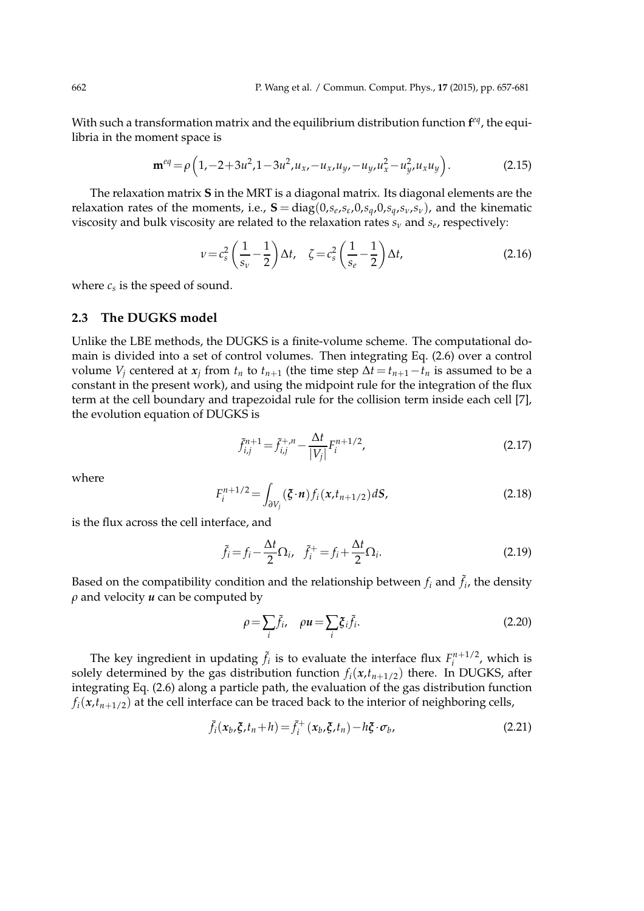With such a transformation matrix and the equilibrium distribution function $\mathbf{f}^{eq}$, the equilibria in the moment space is

$$\mathbf{m}^{eq}=\rho\left(1,-2+3u^2,1-3u^2,u_x,-u_x,u_y,-u_y,u_x^2-u_y^2,u_xu_y\right). \tag{2.15}$$

The relaxation matrix $\mathbf{S}$ in the MRT is a diagonal matrix. Its diagonal elements are the relaxation rates of the moments, i.e., $\mathbf{S}=\mathrm{diag}(0,s_e,s_\varepsilon,0,s_q,0,s_q,s_\nu,s_\nu)$, and the kinematic viscosity and bulk viscosity are related to the relaxation rates $s_\nu$ and $s_e$, respectively:

$$\nu=c_s^2\left(\frac{1}{s_\nu}-\frac{1}{2}\right)\Delta t, \quad \zeta=c_s^2\left(\frac{1}{s_e}-\frac{1}{2}\right)\Delta t, \tag{2.16}$$

where $c_s$ is the speed of sound.

### 2.3 The DUGKS model

Unlike the LBE methods, the DUGKS is a finite-volume scheme. The computational domain is divided into a set of control volumes. Then integrating Eq. (2.6) over a control volume $V_j$ centered at $\boldsymbol{x}_j$ from $t_n$ to $t_{n+1}$ (the time step $\Delta t=t_{n+1}-t_n$ is assumed to be a constant in the present work), and using the midpoint rule for the integration of the flux term at the cell boundary and trapezoidal rule for the collision term inside each cell [7], the evolution equation of DUGKS is

$$\tilde{f}_{i,j}^{n+1}=\tilde{f}_{i,j}^{+,n}-\frac{\Delta t}{|V_j|}F_i^{n+1/2}, \tag{2.17}$$

where

$$F_i^{n+1/2}=\int_{\partial V_j}(\boldsymbol{\xi}\cdot\boldsymbol{n})f_i(\boldsymbol{x},t_{n+1/2})d\boldsymbol{S}, \tag{2.18}$$

is the flux across the cell interface, and

$$\tilde{f}_i=f_i-\frac{\Delta t}{2}\Omega_i, \quad \tilde{f}_i^{+}=f_i+\frac{\Delta t}{2}\Omega_i. \tag{2.19}$$

Based on the compatibility condition and the relationship between $f_i$ and $\tilde{f}_i$, the density $\rho$ and velocity $\boldsymbol{u}$ can be computed by

$$\rho=\sum_i\tilde{f}_i, \quad \rho\boldsymbol{u}=\sum_i\boldsymbol{\xi}_i\tilde{f}_i. \tag{2.20}$$

The key ingredient in updating $\tilde{f}_i$ is to evaluate the interface flux $F_i^{n+1/2}$, which is solely determined by the gas distribution function $f_i(\boldsymbol{x},t_{n+1/2})$ there. In DUGKS, after integrating Eq. (2.6) along a particle path, the evaluation of the gas distribution function $f_i(\boldsymbol{x},t_{n+1/2})$ at the cell interface can be traced back to the interior of neighboring cells,

$$\bar{f}_i(\boldsymbol{x}_b,\boldsymbol{\xi},t_n+h)=\bar{f}_i^{+}(\boldsymbol{x}_b,\boldsymbol{\xi},t_n)-h\boldsymbol{\xi}\cdot\boldsymbol{\sigma}_b, \tag{2.21}$$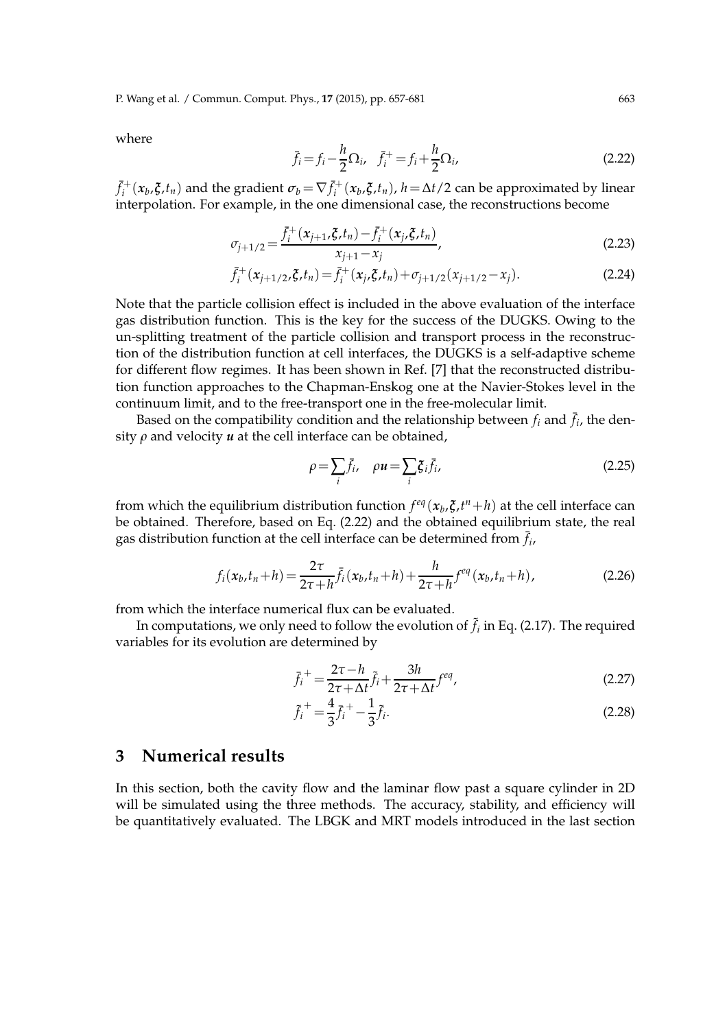where

$$\bar{f}_i = f_i - \frac{h}{2}\Omega_i, \quad \bar{f}_i^+ = f_i + \frac{h}{2}\Omega_i, \tag{2.22}$$

$\bar{f}_i^+(\boldsymbol{x}_b,\boldsymbol{\xi},t_n)$ and the gradient $\boldsymbol{\sigma}_b = \nabla \bar{f}_i^+(\boldsymbol{x}_b,\boldsymbol{\xi},t_n)$, $h=\Delta t/2$ can be approximated by linear interpolation. For example, in the one dimensional case, the reconstructions become

$$\sigma_{j+1/2} = \frac{\bar{f}_i^+(\boldsymbol{x}_{j+1},\boldsymbol{\xi},t_n) - \bar{f}_i^+(\boldsymbol{x}_j,\boldsymbol{\xi},t_n)}{x_{j+1}-x_j}, \tag{2.23}$$

$$\bar{f}_i^+(\boldsymbol{x}_{j+1/2},\boldsymbol{\xi},t_n) = \bar{f}_i^+(\boldsymbol{x}_j,\boldsymbol{\xi},t_n) + \sigma_{j+1/2}(x_{j+1/2}-x_j). \tag{2.24}$$

Note that the particle collision effect is included in the above evaluation of the interface gas distribution function. This is the key for the success of the DUGKS. Owing to the un-splitting treatment of the particle collision and transport process in the reconstruction of the distribution function at cell interfaces, the DUGKS is a self-adaptive scheme for different flow regimes. It has been shown in Ref. [7] that the reconstructed distribution function approaches to the Chapman-Enskog one at the Navier-Stokes level in the continuum limit, and to the free-transport one in the free-molecular limit.

Based on the compatibility condition and the relationship between $f_i$ and $\bar{f}_i$, the density $\rho$ and velocity $\boldsymbol{u}$ at the cell interface can be obtained,

$$\rho = \sum_i \bar{f}_i, \quad \rho\boldsymbol{u} = \sum_i \boldsymbol{\xi}_i \bar{f}_i, \tag{2.25}$$

from which the equilibrium distribution function $f^{eq}(\boldsymbol{x}_b,\boldsymbol{\xi},t^n+h)$ at the cell interface can be obtained. Therefore, based on Eq. (2.22) and the obtained equilibrium state, the real gas distribution function at the cell interface can be determined from $\bar{f}_i$,

$$f_i(\boldsymbol{x}_b,t_n+h) = \frac{2\tau}{2\tau+h}\bar{f}_i(\boldsymbol{x}_b,t_n+h) + \frac{h}{2\tau+h}f^{eq}(\boldsymbol{x}_b,t_n+h), \tag{2.26}$$

from which the interface numerical flux can be evaluated.

In computations, we only need to follow the evolution of $\tilde{f}_i$ in Eq. (2.17). The required variables for its evolution are determined by

$$\bar{f}_i^{\,+} = \frac{2\tau-h}{2\tau+\Delta t}\tilde{f}_i + \frac{3h}{2\tau+\Delta t}f^{eq}, \tag{2.27}$$

$$\tilde{f}_i^{\,+} = \frac{4}{3}\bar{f}_i^{\,+} - \frac{1}{3}\tilde{f}_i. \tag{2.28}$$

# 3 Numerical results

In this section, both the cavity flow and the laminar flow past a square cylinder in 2D will be simulated using the three methods. The accuracy, stability, and efficiency will be quantitatively evaluated. The LBGK and MRT models introduced in the last section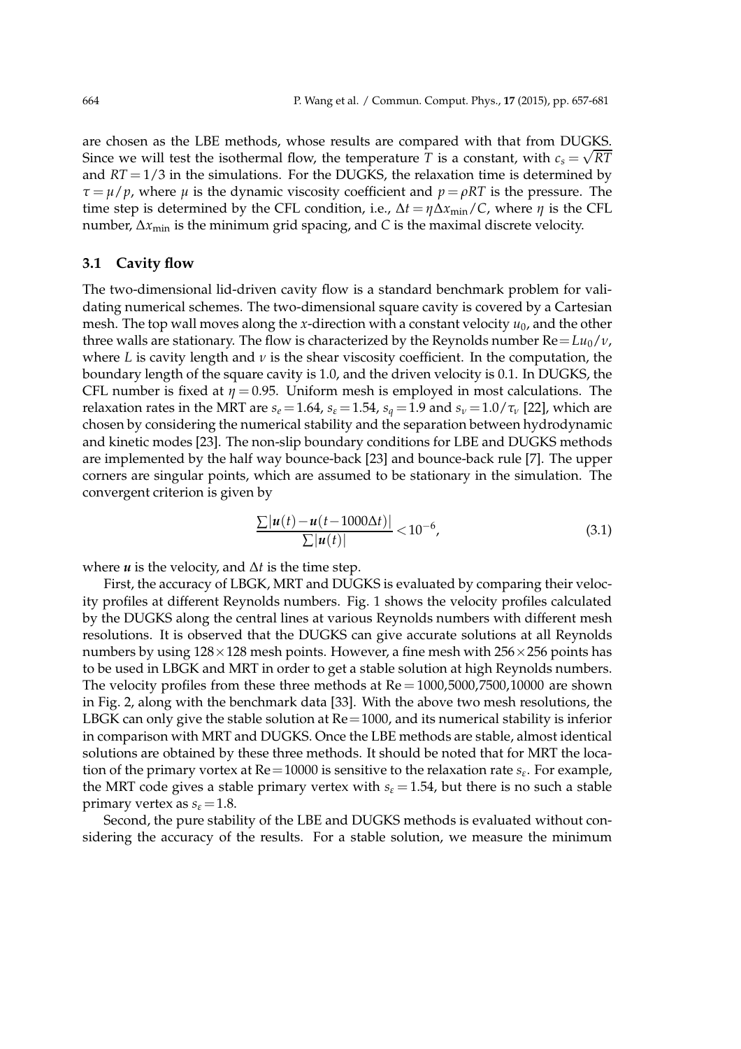are chosen as the LBE methods, whose results are compared with that from DUGKS. Since we will test the isothermal flow, the temperature $T$ is a constant, with $c_s = \sqrt{RT}$ and $RT = 1/3$ in the simulations. For the DUGKS, the relaxation time is determined by $\tau = \mu/p$, where $\mu$ is the dynamic viscosity coefficient and $p = \rho RT$ is the pressure. The time step is determined by the CFL condition, i.e., $\Delta t = \eta \Delta x_{\min}/C$, where $\eta$ is the CFL number, $\Delta x_{\min}$ is the minimum grid spacing, and $C$ is the maximal discrete velocity.

### 3.1 Cavity flow

The two-dimensional lid-driven cavity flow is a standard benchmark problem for validating numerical schemes. The two-dimensional square cavity is covered by a Cartesian mesh. The top wall moves along the $x$-direction with a constant velocity $u_0$, and the other three walls are stationary. The flow is characterized by the Reynolds number $\mathrm{Re} = Lu_0/\nu$, where $L$ is cavity length and $\nu$ is the shear viscosity coefficient. In the computation, the boundary length of the square cavity is 1.0, and the driven velocity is 0.1. In DUGKS, the CFL number is fixed at $\eta = 0.95$. Uniform mesh is employed in most calculations. The relaxation rates in the MRT are $s_e = 1.64$, $s_\varepsilon = 1.54$, $s_q = 1.9$ and $s_\nu = 1.0/\tau_\nu$ [22], which are chosen by considering the numerical stability and the separation between hydrodynamic and kinetic modes [23]. The non-slip boundary conditions for LBE and DUGKS methods are implemented by the half way bounce-back [23] and bounce-back rule [7]. The upper corners are singular points, which are assumed to be stationary in the simulation. The convergent criterion is given by

$$\frac{\sum |\boldsymbol{u}(t) - \boldsymbol{u}(t - 1000\Delta t)|}{\sum |\boldsymbol{u}(t)|} < 10^{-6}, \tag{3.1}$$

where $\boldsymbol{u}$ is the velocity, and $\Delta t$ is the time step.

First, the accuracy of LBGK, MRT and DUGKS is evaluated by comparing their velocity profiles at different Reynolds numbers. Fig. 1 shows the velocity profiles calculated by the DUGKS along the central lines at various Reynolds numbers with different mesh resolutions. It is observed that the DUGKS can give accurate solutions at all Reynolds numbers by using $128 \times 128$ mesh points. However, a fine mesh with $256 \times 256$ points has to be used in LBGK and MRT in order to get a stable solution at high Reynolds numbers. The velocity profiles from these three methods at $\mathrm{Re} = 1000, 5000, 7500, 10000$ are shown in Fig. 2, along with the benchmark data [33]. With the above two mesh resolutions, the LBGK can only give the stable solution at $\mathrm{Re} = 1000$, and its numerical stability is inferior in comparison with MRT and DUGKS. Once the LBE methods are stable, almost identical solutions are obtained by these three methods. It should be noted that for MRT the location of the primary vortex at $\mathrm{Re} = 10000$ is sensitive to the relaxation rate $s_\varepsilon$. For example, the MRT code gives a stable primary vertex with $s_\varepsilon = 1.54$, but there is no such a stable primary vertex as $s_\varepsilon = 1.8$.

Second, the pure stability of the LBE and DUGKS methods is evaluated without considering the accuracy of the results. For a stable solution, we measure the minimum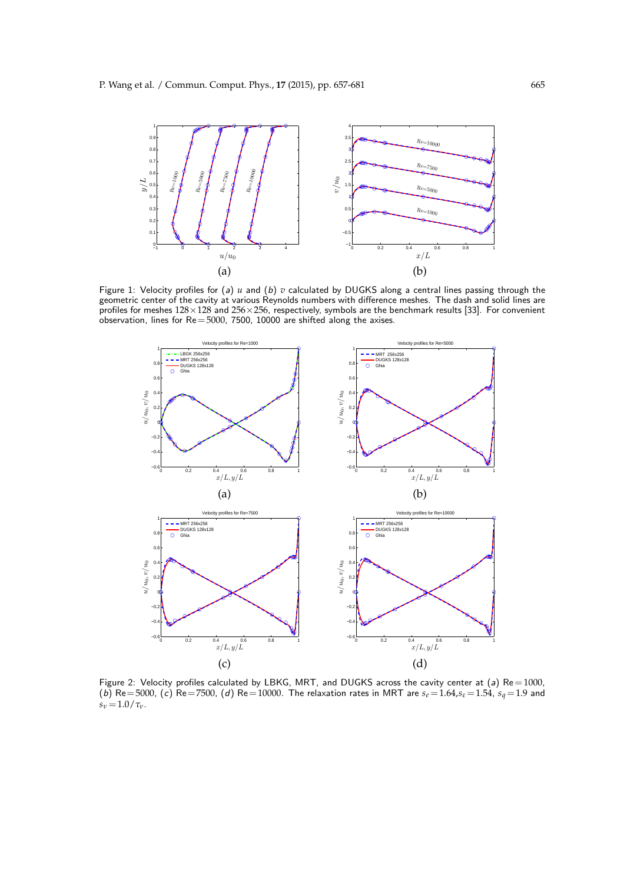Figure 1: Velocity profiles for (*a*) $u$ and (*b*) $v$ calculated by DUGKS along a central lines passing through the geometric center of the cavity at various Reynolds numbers with difference meshes. The dash and solid lines are profiles for meshes $128\times128$ and $256\times256$, respectively, symbols are the benchmark results [33]. For convenient observation, lines for Re$=5000$, 7500, 10000 are shifted along the axises.

Figure 2: Velocity profiles calculated by LBKG, MRT, and DUGKS across the cavity center at (*a*) Re$=1000$, (*b*) Re$=5000$, (*c*) Re$=7500$, (*d*) Re$=10000$. The relaxation rates in MRT are $s_e=1.64$, $s_\varepsilon=1.54$, $s_q=1.9$ and $s_\nu=1.0/\tau_\nu$.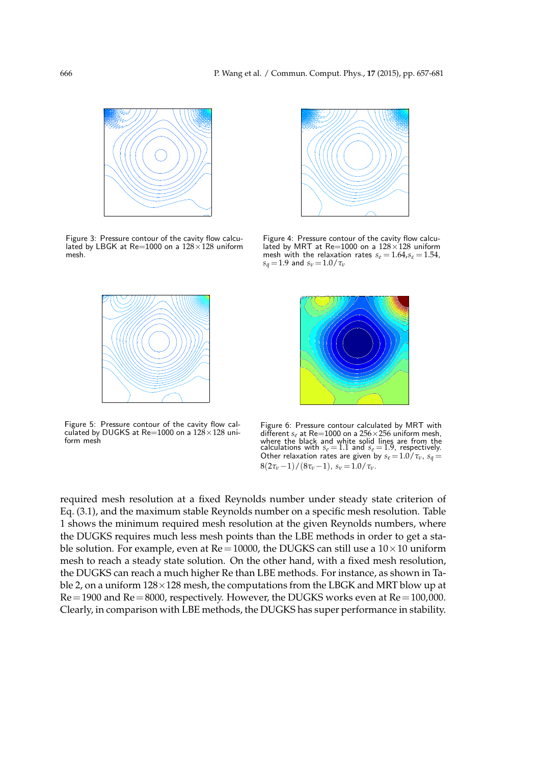Figure 3: Pressure contour of the cavity flow calculated by LBGK at Re=1000 on a $128\times128$ uniform mesh.

Figure 4: Pressure contour of the cavity flow calculated by MRT at Re=1000 on a $128\times128$ uniform mesh with the relaxation rates $s_e=1.64$,$s_\varepsilon=1.54$, $s_q=1.9$ and $s_\nu=1.0/\tau_\nu$

Figure 5: Pressure contour of the cavity flow calculated by DUGKS at Re=1000 on a $128\times128$ uniform mesh

Figure 6: Pressure contour calculated by MRT with different $s_e$ at Re=1000 on a $256\times256$ uniform mesh, where the black and white solid lines are from the calculations with $s_e=1.1$ and $s_e=1.9$, respectively. Other relaxation rates are given by $s_\varepsilon=1.0/\tau_\nu$, $s_q=8(2\tau_\nu-1)/(8\tau_\nu-1)$, $s_\nu=1.0/\tau_\nu$.

required mesh resolution at a fixed Reynolds number under steady state criterion of Eq. (3.1), and the maximum stable Reynolds number on a specific mesh resolution. Table 1 shows the minimum required mesh resolution at the given Reynolds numbers, where the DUGKS requires much less mesh points than the LBE methods in order to get a stable solution. For example, even at Re$=10000$, the DUGKS can still use a $10\times10$ uniform mesh to reach a steady state solution. On the other hand, with a fixed mesh resolution, the DUGKS can reach a much higher Re than LBE methods. For instance, as shown in Table 2, on a uniform $128\times128$ mesh, the computations from the LBGK and MRT blow up at Re$=1900$ and Re$=8000$, respectively. However, the DUGKS works even at Re$=100{,}000$. Clearly, in comparison with LBE methods, the DUGKS has super performance in stability.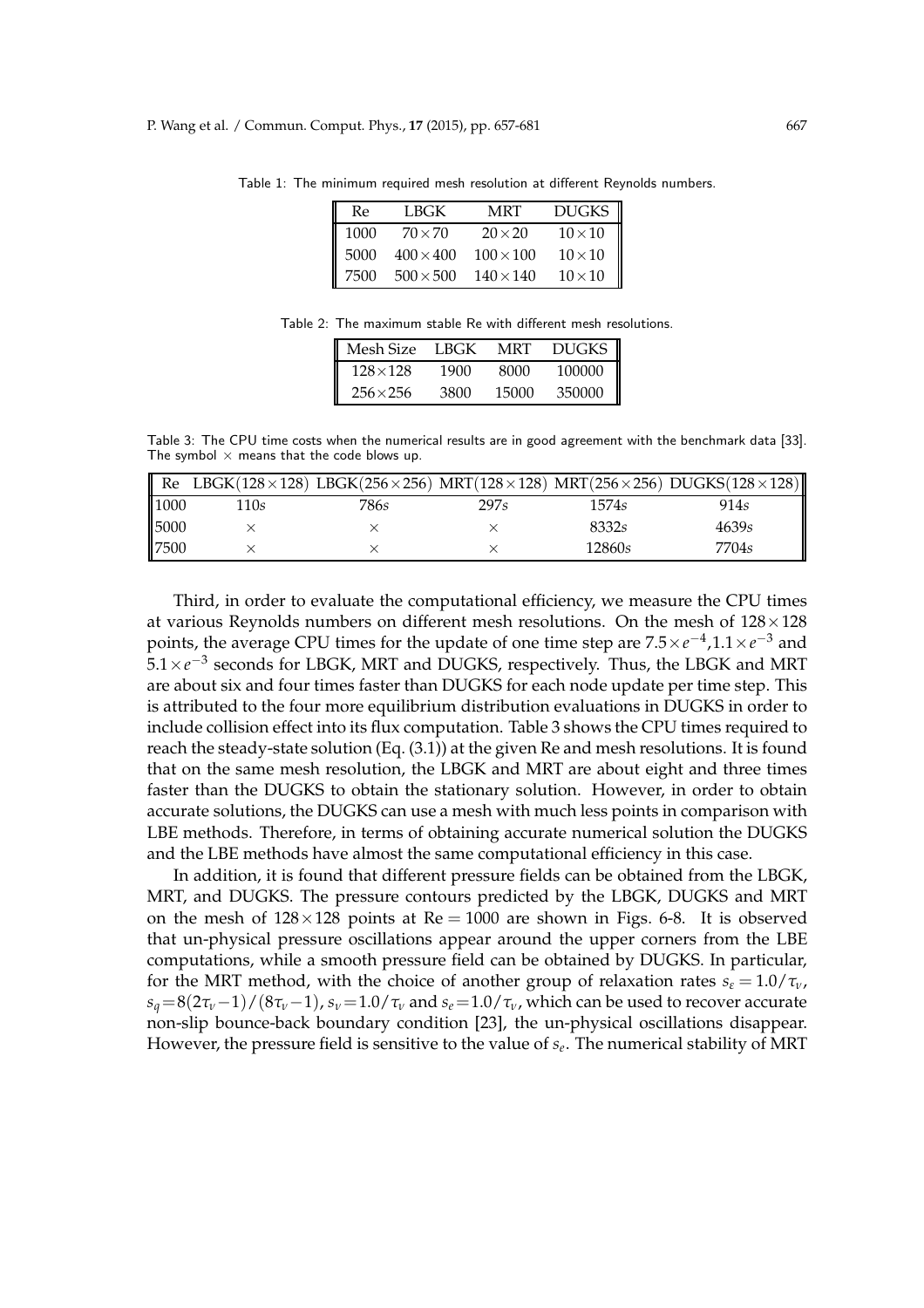Table 1: The minimum required mesh resolution at different Reynolds numbers.

| Re | LBGK | MRT | DUGKS |
|---|---|---|---|
| 1000 | $70\times70$ | $20\times20$ | $10\times10$ |
| 5000 | $400\times400$ | $100\times100$ | $10\times10$ |
| 7500 | $500\times500$ | $140\times140$ | $10\times10$ |

Table 2: The maximum stable Re with different mesh resolutions.

| Mesh Size | LBGK | MRT | DUGKS |
|---|---|---|---|
| $128\times128$ | 1900 | 8000 | 100000 |
| $256\times256$ | 3800 | 15000 | 350000 |

Table 3: The CPU time costs when the numerical results are in good agreement with the benchmark data [33]. The symbol $\times$ means that the code blows up.

| Re | LBGK($128\times128$) | LBGK($256\times256$) | MRT($128\times128$) | MRT($256\times256$) | DUGKS($128\times128$) |
|---|---|---|---|---|---|
| 1000 | 110$s$ | 786$s$ | 297$s$ | 1574$s$ | 914$s$ |
| 5000 | $\times$ | $\times$ | $\times$ | 8332$s$ | 4639$s$ |
| 7500 | $\times$ | $\times$ | $\times$ | 12860$s$ | 7704$s$ |

Third, in order to evaluate the computational efficiency, we measure the CPU times at various Reynolds numbers on different mesh resolutions. On the mesh of $128\times128$ points, the average CPU times for the update of one time step are $7.5\times e^{-4}$, $1.1\times e^{-3}$ and $5.1\times e^{-3}$ seconds for LBGK, MRT and DUGKS, respectively. Thus, the LBGK and MRT are about six and four times faster than DUGKS for each node update per time step. This is attributed to the four more equilibrium distribution evaluations in DUGKS in order to include collision effect into its flux computation. Table 3 shows the CPU times required to reach the steady-state solution (Eq. (3.1)) at the given Re and mesh resolutions. It is found that on the same mesh resolution, the LBGK and MRT are about eight and three times faster than the DUGKS to obtain the stationary solution. However, in order to obtain accurate solutions, the DUGKS can use a mesh with much less points in comparison with LBE methods. Therefore, in terms of obtaining accurate numerical solution the DUGKS and the LBE methods have almost the same computational efficiency in this case.

In addition, it is found that different pressure fields can be obtained from the LBGK, MRT, and DUGKS. The pressure contours predicted by the LBGK, DUGKS and MRT on the mesh of $128\times128$ points at $\mathrm{Re}=1000$ are shown in Figs. 6-8. It is observed that un-physical pressure oscillations appear around the upper corners from the LBE computations, while a smooth pressure field can be obtained by DUGKS. In particular, for the MRT method, with the choice of another group of relaxation rates $s_\varepsilon=1.0/\tau_\nu$, $s_q=8(2\tau_\nu-1)/(8\tau_\nu-1)$, $s_\nu=1.0/\tau_\nu$ and $s_e=1.0/\tau_\nu$, which can be used to recover accurate non-slip bounce-back boundary condition [23], the un-physical oscillations disappear. However, the pressure field is sensitive to the value of $s_e$. The numerical stability of MRT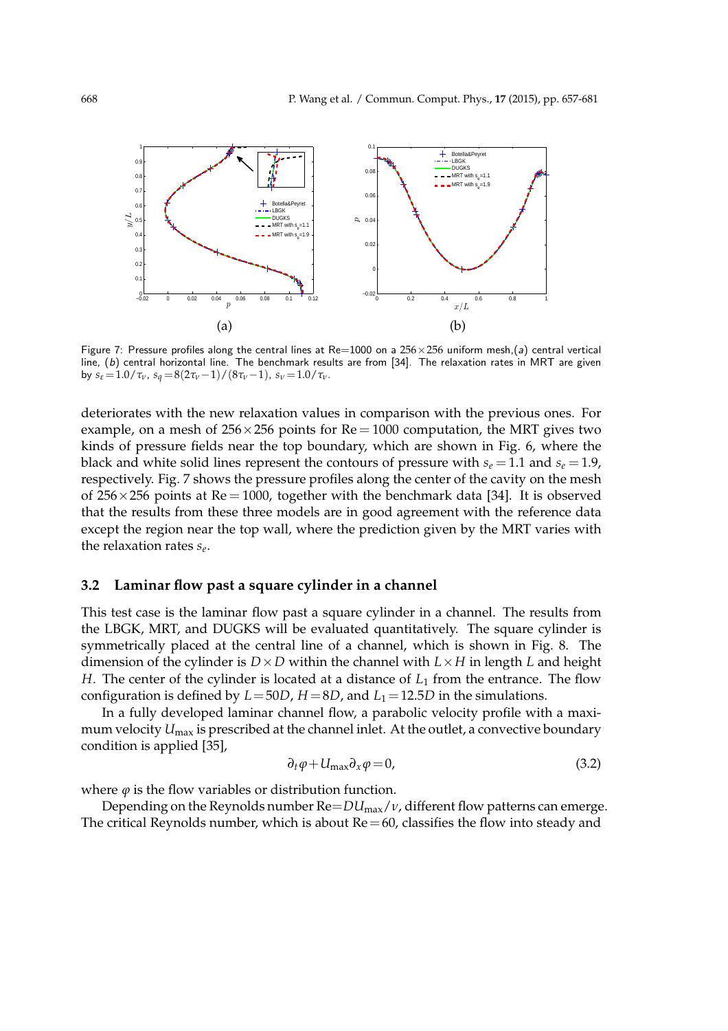Figure 7: Pressure profiles along the central lines at Re=1000 on a 256×256 uniform mesh,(*a*) central vertical line, (*b*) central horizontal line. The benchmark results are from [34]. The relaxation rates in MRT are given by $s_\varepsilon = 1.0/\tau_\nu$, $s_q = 8(2\tau_\nu - 1)/(8\tau_\nu - 1)$, $s_\nu = 1.0/\tau_\nu$.

deteriorates with the new relaxation values in comparison with the previous ones. For example, on a mesh of $256\times256$ points for $\mathrm{Re}=1000$ computation, the MRT gives two kinds of pressure fields near the top boundary, which are shown in Fig. 6, where the black and white solid lines represent the contours of pressure with $s_e = 1.1$ and $s_e = 1.9$, respectively. Fig. 7 shows the pressure profiles along the center of the cavity on the mesh of $256\times256$ points at $\mathrm{Re}=1000$, together with the benchmark data [34]. It is observed that the results from these three models are in good agreement with the reference data except the region near the top wall, where the prediction given by the MRT varies with the relaxation rates $s_e$.

### 3.2 Laminar flow past a square cylinder in a channel

This test case is the laminar flow past a square cylinder in a channel. The results from the LBGK, MRT, and DUGKS will be evaluated quantitatively. The square cylinder is symmetrically placed at the central line of a channel, which is shown in Fig. 8. The dimension of the cylinder is $D\times D$ within the channel with $L\times H$ in length $L$ and height $H$. The center of the cylinder is located at a distance of $L_1$ from the entrance. The flow configuration is defined by $L=50D$, $H=8D$, and $L_1=12.5D$ in the simulations.

In a fully developed laminar channel flow, a parabolic velocity profile with a maximum velocity $U_{\max}$ is prescribed at the channel inlet. At the outlet, a convective boundary condition is applied [35],

$$\partial_t \varphi + U_{\max}\partial_x \varphi = 0, \tag{3.2}$$

where $\varphi$ is the flow variables or distribution function.

Depending on the Reynolds number $\mathrm{Re}=DU_{\max}/\nu$, different flow patterns can emerge. The critical Reynolds number, which is about $\mathrm{Re}=60$, classifies the flow into steady and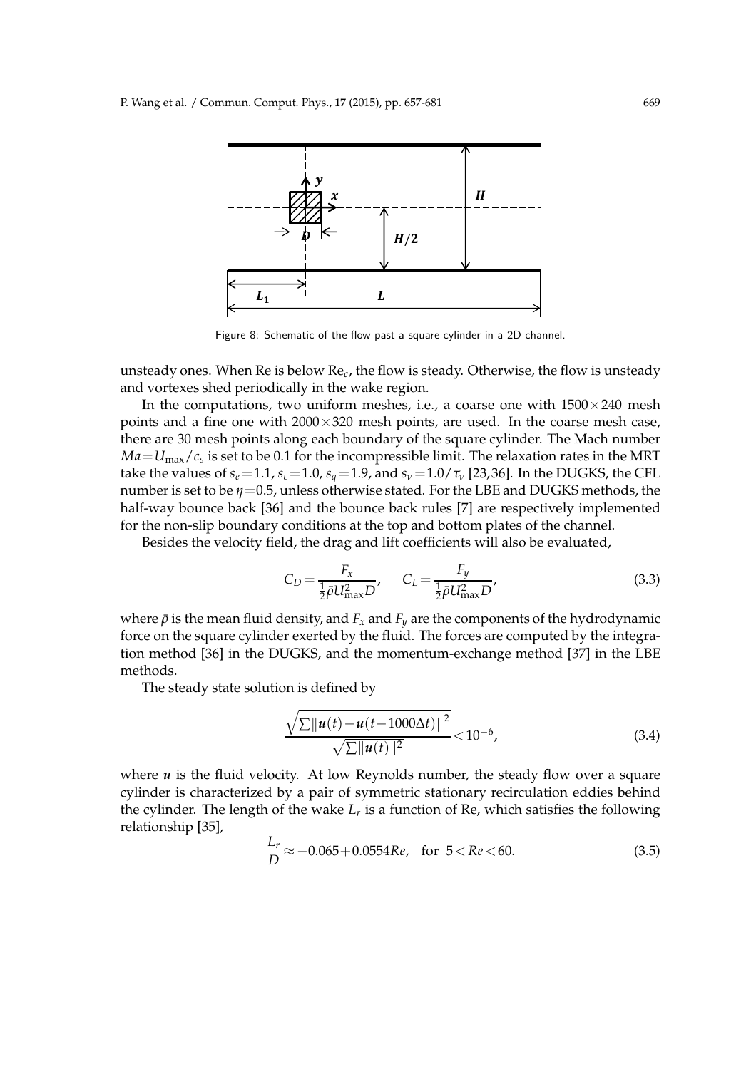Figure 8: Schematic of the flow past a square cylinder in a 2D channel.

unsteady ones. When Re is below $\mathrm{Re}_c$, the flow is steady. Otherwise, the flow is unsteady and vortexes shed periodically in the wake region.

In the computations, two uniform meshes, i.e., a coarse one with $1500\times240$ mesh points and a fine one with $2000\times320$ mesh points, are used. In the coarse mesh case, there are 30 mesh points along each boundary of the square cylinder. The Mach number $Ma=U_{\max}/c_s$ is set to be 0.1 for the incompressible limit. The relaxation rates in the MRT take the values of $s_e=1.1$, $s_\varepsilon=1.0$, $s_q=1.9$, and $s_\nu=1.0/\tau_\nu$ [23,36]. In the DUGKS, the CFL number is set to be $\eta=0.5$, unless otherwise stated. For the LBE and DUGKS methods, the half-way bounce back [36] and the bounce back rules [7] are respectively implemented for the non-slip boundary conditions at the top and bottom plates of the channel.

Besides the velocity field, the drag and lift coefficients will also be evaluated,

$$C_D=\frac{F_x}{\frac{1}{2}\bar{\rho}U_{\max}^2 D},\qquad C_L=\frac{F_y}{\frac{1}{2}\bar{\rho}U_{\max}^2 D},\tag{3.3}$$

where $\bar{\rho}$ is the mean fluid density, and $F_x$ and $F_y$ are the components of the hydrodynamic force on the square cylinder exerted by the fluid. The forces are computed by the integration method [36] in the DUGKS, and the momentum-exchange method [37] in the LBE methods.

The steady state solution is defined by

$$\frac{\sqrt{\sum\|\boldsymbol{u}(t)-\boldsymbol{u}(t-1000\Delta t)\|^2}}{\sqrt{\sum\|\boldsymbol{u}(t)\|^2}}<10^{-6},\tag{3.4}$$

where $\boldsymbol{u}$ is the fluid velocity. At low Reynolds number, the steady flow over a square cylinder is characterized by a pair of symmetric stationary recirculation eddies behind the cylinder. The length of the wake $L_r$ is a function of Re, which satisfies the following relationship [35],

$$\frac{L_r}{D}\approx-0.065+0.0554Re,\quad \text{for}\ \ 5<Re<60.\tag{3.5}$$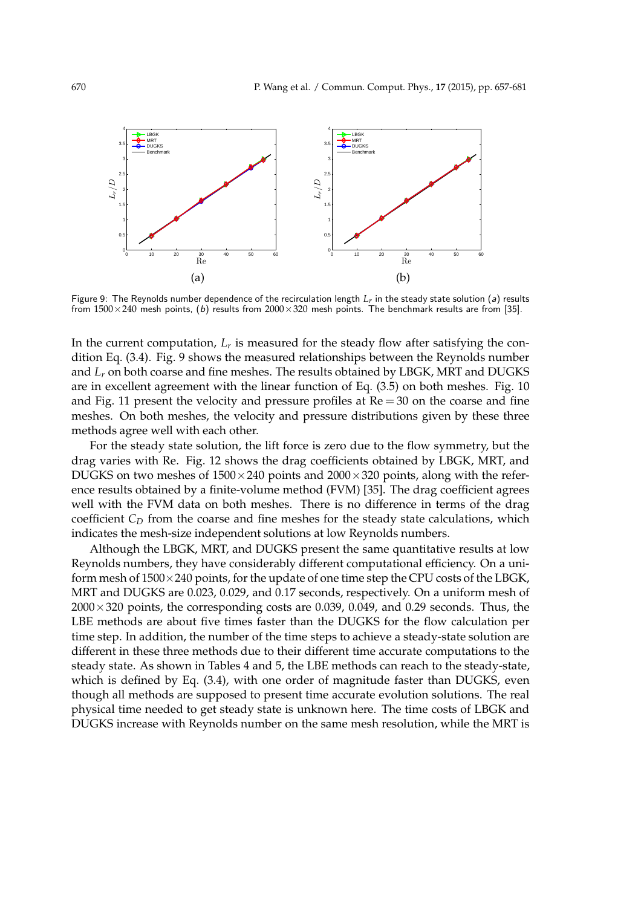Figure 9: The Reynolds number dependence of the recirculation length $L_r$ in the steady state solution ($a$) results from $1500\times240$ mesh points, ($b$) results from $2000\times320$ mesh points. The benchmark results are from [35].

In the current computation, $L_r$ is measured for the steady flow after satisfying the condition Eq. (3.4). Fig. 9 shows the measured relationships between the Reynolds number and $L_r$ on both coarse and fine meshes. The results obtained by LBGK, MRT and DUGKS are in excellent agreement with the linear function of Eq. (3.5) on both meshes. Fig. 10 and Fig. 11 present the velocity and pressure profiles at $\mathrm{Re}=30$ on the coarse and fine meshes. On both meshes, the velocity and pressure distributions given by these three methods agree well with each other.

For the steady state solution, the lift force is zero due to the flow symmetry, but the drag varies with Re. Fig. 12 shows the drag coefficients obtained by LBGK, MRT, and DUGKS on two meshes of $1500\times240$ points and $2000\times320$ points, along with the reference results obtained by a finite-volume method (FVM) [35]. The drag coefficient agrees well with the FVM data on both meshes. There is no difference in terms of the drag coefficient $C_D$ from the coarse and fine meshes for the steady state calculations, which indicates the mesh-size independent solutions at low Reynolds numbers.

Although the LBGK, MRT, and DUGKS present the same quantitative results at low Reynolds numbers, they have considerably different computational efficiency. On a uniform mesh of $1500\times240$ points, for the update of one time step the CPU costs of the LBGK, MRT and DUGKS are 0.023, 0.029, and 0.17 seconds, respectively. On a uniform mesh of $2000\times320$ points, the corresponding costs are 0.039, 0.049, and 0.29 seconds. Thus, the LBE methods are about five times faster than the DUGKS for the flow calculation per time step. In addition, the number of the time steps to achieve a steady-state solution are different in these three methods due to their different time accurate computations to the steady state. As shown in Tables 4 and 5, the LBE methods can reach to the steady-state, which is defined by Eq. (3.4), with one order of magnitude faster than DUGKS, even though all methods are supposed to present time accurate evolution solutions. The real physical time needed to get steady state is unknown here. The time costs of LBGK and DUGKS increase with Reynolds number on the same mesh resolution, while the MRT is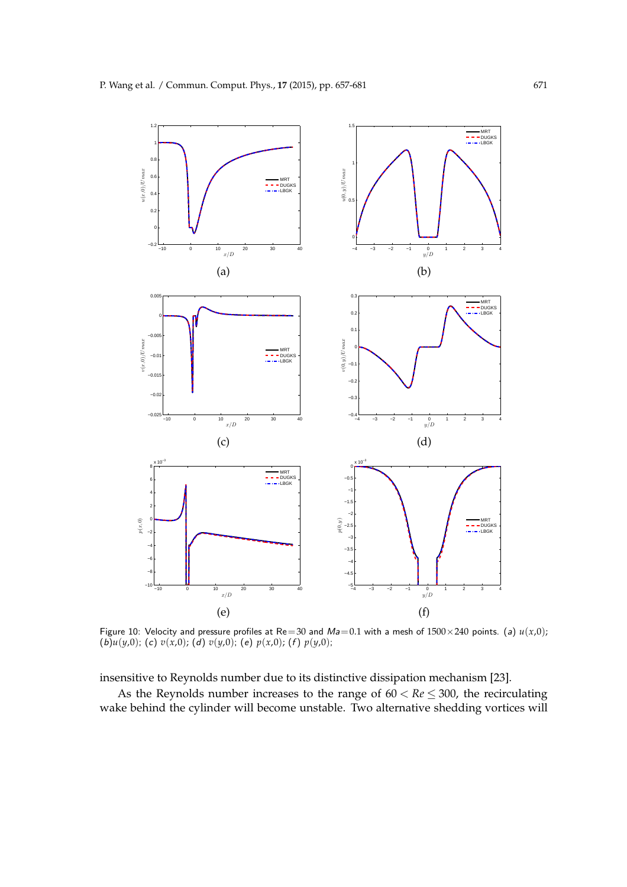Figure 10: Velocity and pressure profiles at Re$=30$ and $Ma=0.1$ with a mesh of $1500\times240$ points. (*a*) $u(x,0)$; (*b*)$u(y,0)$; (*c*) $v(x,0)$; (*d*) $v(y,0)$; (*e*) $p(x,0)$; (*f*) $p(y,0)$;

insensitive to Reynolds number due to its distinctive dissipation mechanism [23].

As the Reynolds number increases to the range of $60 < Re \leq 300$, the recirculating wake behind the cylinder will become unstable. Two alternative shedding vortices will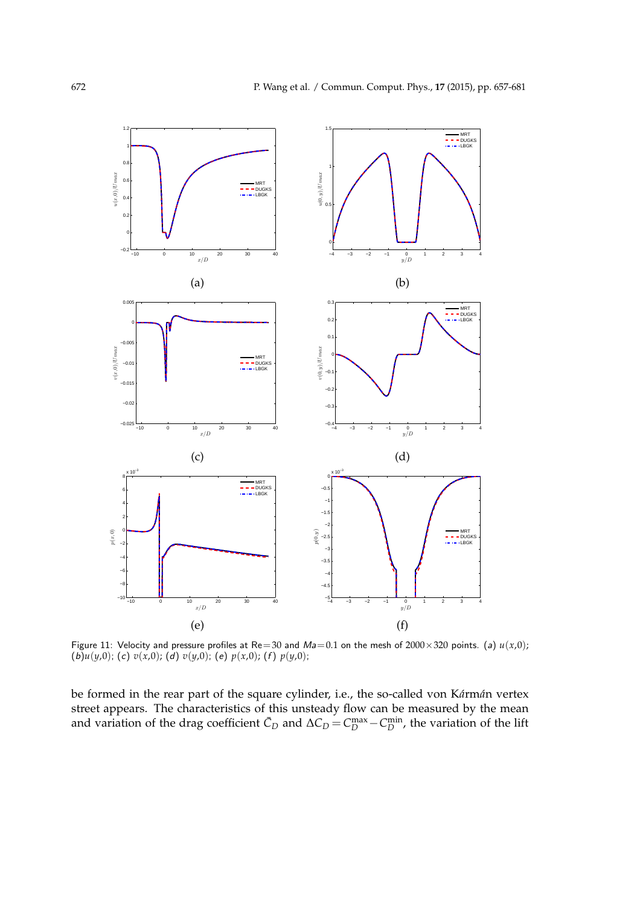Figure 11: Velocity and pressure profiles at Re$=30$ and $Ma=0.1$ on the mesh of $2000\times320$ points. ($a$) $u(x,0)$; ($b$)$u(y,0)$; ($c$) $v(x,0)$; ($d$) $v(y,0)$; ($e$) $p(x,0)$; ($f$) $p(y,0)$;

be formed in the rear part of the square cylinder, i.e., the so-called von Kármán vertex street appears. The characteristics of this unsteady flow can be measured by the mean and variation of the drag coefficient $\bar{C}_D$ and $\Delta C_D = C_D^{\max} - C_D^{\min}$, the variation of the lift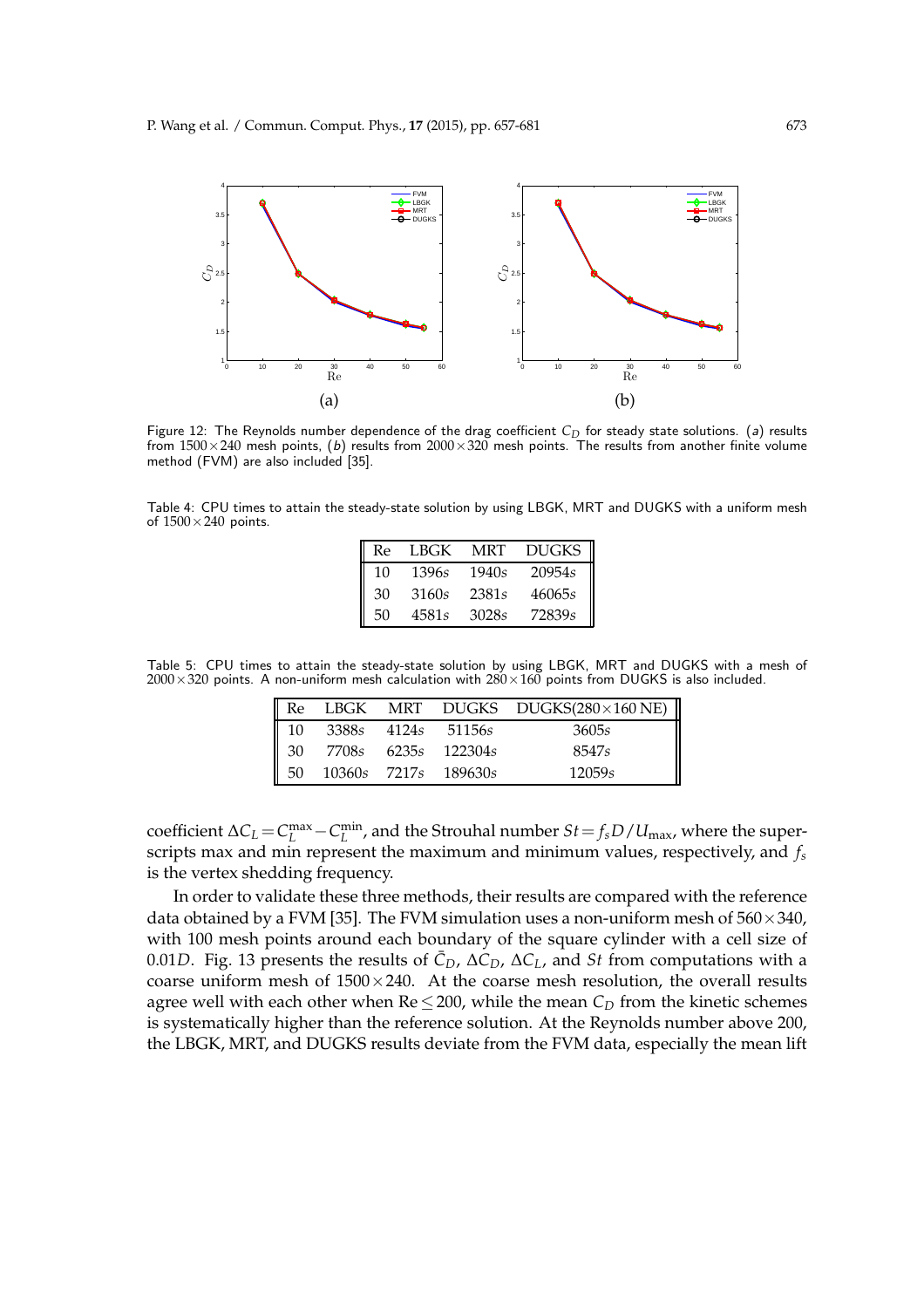Figure 12: The Reynolds number dependence of the drag coefficient $C_D$ for steady state solutions. (*a*) results from $1500\times240$ mesh points, (*b*) results from $2000\times320$ mesh points. The results from another finite volume method (FVM) are also included [35].

Table 4: CPU times to attain the steady-state solution by using LBGK, MRT and DUGKS with a uniform mesh of $1500\times240$ points.

| Re | LBGK | MRT | DUGKS |
|---|---|---|---|
| 10 | 1396$s$ | 1940$s$ | 20954$s$ |
| 30 | 3160$s$ | 2381$s$ | 46065$s$ |
| 50 | 4581$s$ | 3028$s$ | 72839$s$ |

Table 5: CPU times to attain the steady-state solution by using LBGK, MRT and DUGKS with a mesh of $2000\times320$ points. A non-uniform mesh calculation with $280\times160$ points from DUGKS is also included.

| Re | LBGK | MRT | DUGKS | DUGKS($280\times160$ NE) |
|---|---|---|---|---|
| 10 | 3388$s$ | 4124$s$ | 51156$s$ | 3605$s$ |
| 30 | 7708$s$ | 6235$s$ | 122304$s$ | 8547$s$ |
| 50 | 10360$s$ | 7217$s$ | 189630$s$ | 12059$s$ |

coefficient $\Delta C_L = C_L^{\max} - C_L^{\min}$, and the Strouhal number $St = f_s D/U_{\max}$, where the superscripts max and min represent the maximum and minimum values, respectively, and $f_s$ is the vertex shedding frequency.

In order to validate these three methods, their results are compared with the reference data obtained by a FVM [35]. The FVM simulation uses a non-uniform mesh of $560\times340$, with 100 mesh points around each boundary of the square cylinder with a cell size of $0.01D$. Fig. 13 presents the results of $\bar{C}_D$, $\Delta C_D$, $\Delta C_L$, and $St$ from computations with a coarse uniform mesh of $1500\times240$. At the coarse mesh resolution, the overall results agree well with each other when $\text{Re}\le 200$, while the mean $C_D$ from the kinetic schemes is systematically higher than the reference solution. At the Reynolds number above 200, the LBGK, MRT, and DUGKS results deviate from the FVM data, especially the mean lift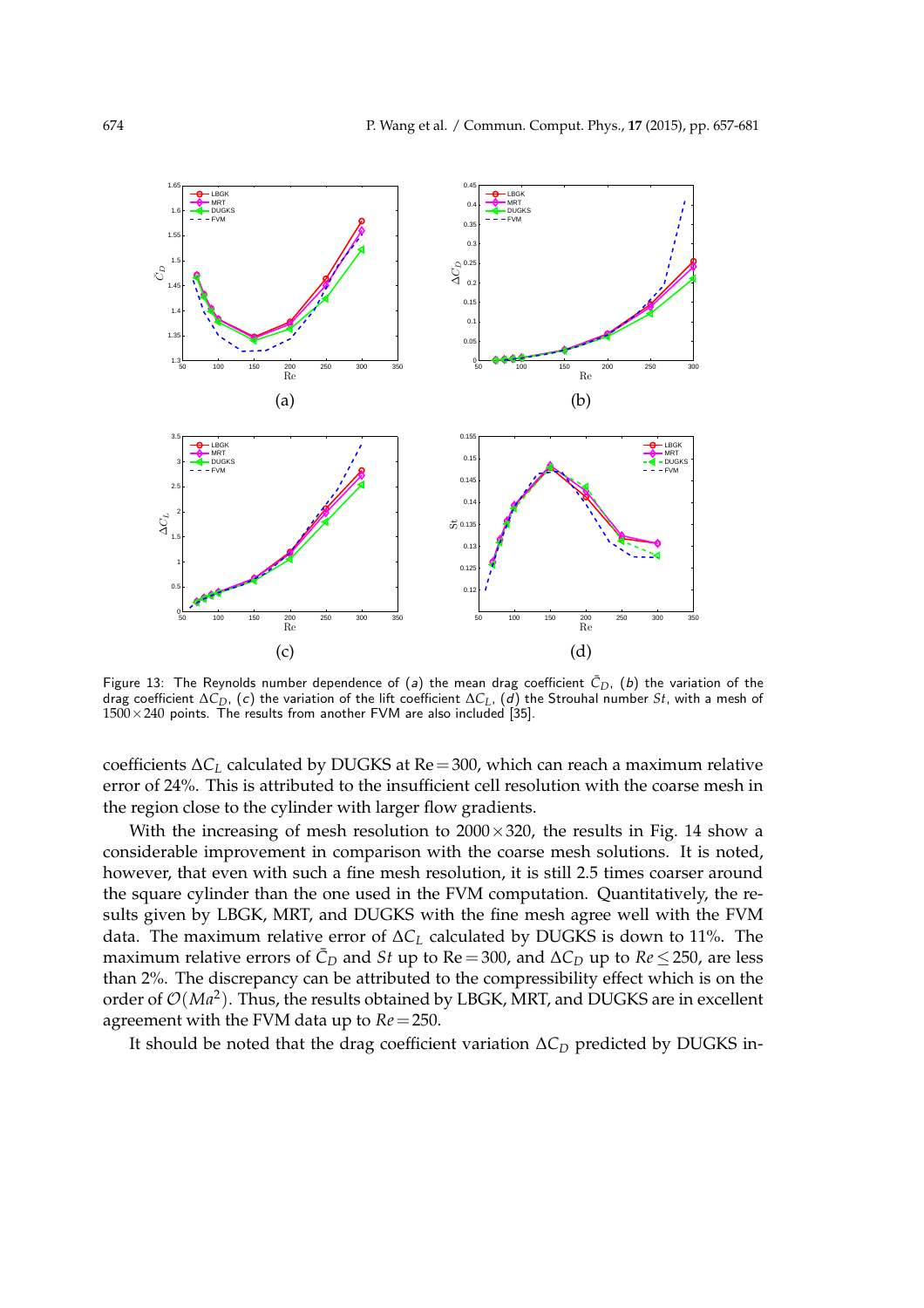Figure 13: The Reynolds number dependence of $(a)$ the mean drag coefficient $\bar{C}_D$, $(b)$ the variation of the drag coefficient $\Delta C_D$, $(c)$ the variation of the lift coefficient $\Delta C_L$, $(d)$ the Strouhal number $St$, with a mesh of $1500\times 240$ points. The results from another FVM are also included [35].

coefficients $\Delta C_L$ calculated by DUGKS at Re $=300$, which can reach a maximum relative error of 24%. This is attributed to the insufficient cell resolution with the coarse mesh in the region close to the cylinder with larger flow gradients.

With the increasing of mesh resolution to $2000\times 320$, the results in Fig. 14 show a considerable improvement in comparison with the coarse mesh solutions. It is noted, however, that even with such a fine mesh resolution, it is still 2.5 times coarser around the square cylinder than the one used in the FVM computation. Quantitatively, the results given by LBGK, MRT, and DUGKS with the fine mesh agree well with the FVM data. The maximum relative error of $\Delta C_L$ calculated by DUGKS is down to 11%. The maximum relative errors of $\bar{C}_D$ and $St$ up to Re $=300$, and $\Delta C_D$ up to $Re\leq 250$, are less than 2%. The discrepancy can be attributed to the compressibility effect which is on the order of $\mathcal{O}(Ma^2)$. Thus, the results obtained by LBGK, MRT, and DUGKS are in excellent agreement with the FVM data up to $Re=250$.

It should be noted that the drag coefficient variation $\Delta C_D$ predicted by DUGKS in-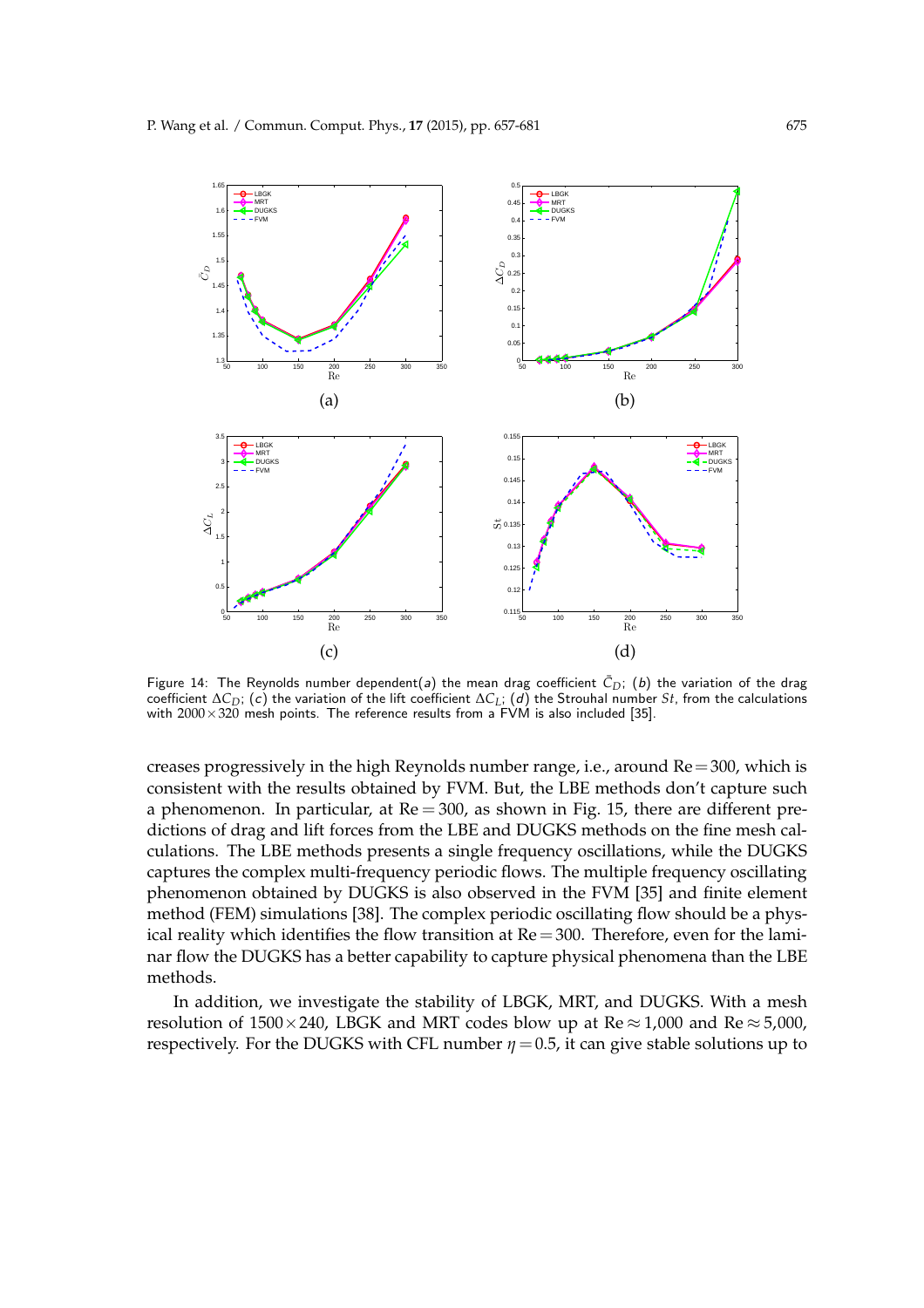Figure 14: The Reynolds number dependent($a$) the mean drag coefficient $\bar{C}_D$; ($b$) the variation of the drag coefficient $\Delta C_D$; ($c$) the variation of the lift coefficient $\Delta C_L$; ($d$) the Strouhal number $St$, from the calculations with $2000\times 320$ mesh points. The reference results from a FVM is also included [35].

creases progressively in the high Reynolds number range, i.e., around $\mathrm{Re}=300$, which is consistent with the results obtained by FVM. But, the LBE methods don't capture such a phenomenon. In particular, at $\mathrm{Re}=300$, as shown in Fig. 15, there are different predictions of drag and lift forces from the LBE and DUGKS methods on the fine mesh calculations. The LBE methods presents a single frequency oscillations, while the DUGKS captures the complex multi-frequency periodic flows. The multiple frequency oscillating phenomenon obtained by DUGKS is also observed in the FVM [35] and finite element method (FEM) simulations [38]. The complex periodic oscillating flow should be a physical reality which identifies the flow transition at $\mathrm{Re}=300$. Therefore, even for the laminar flow the DUGKS has a better capability to capture physical phenomena than the LBE methods.

In addition, we investigate the stability of LBGK, MRT, and DUGKS. With a mesh resolution of $1500\times 240$, LBGK and MRT codes blow up at $\mathrm{Re}\approx 1{,}000$ and $\mathrm{Re}\approx 5{,}000$, respectively. For the DUGKS with CFL number $\eta=0.5$, it can give stable solutions up to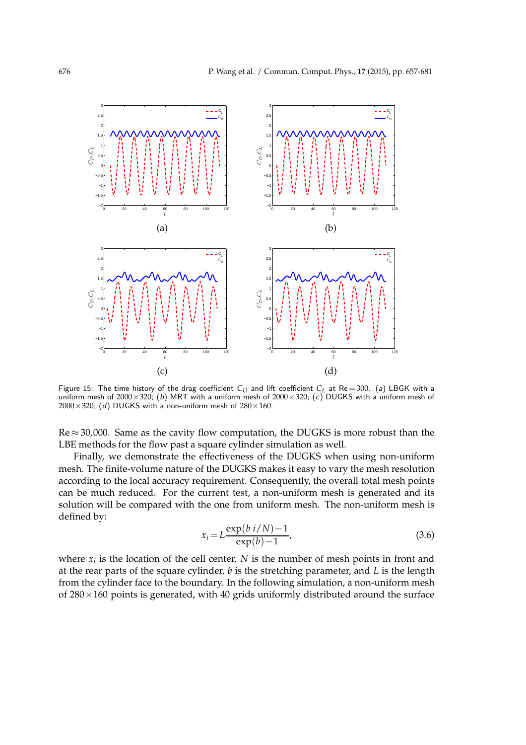Figure 15: The time history of the drag coefficient $C_D$ and lift coefficient $C_L$ at Re = 300. (*a*) LBGK with a uniform mesh of $2000\times320$; (*b*) MRT with a uniform mesh of $2000\times320$; (*c*) DUGKS with a uniform mesh of $2000\times320$; (*d*) DUGKS with a non-uniform mesh of $280\times160$.

Re $\approx$ 30,000. Same as the cavity flow computation, the DUGKS is more robust than the LBE methods for the flow past a square cylinder simulation as well.

Finally, we demonstrate the effectiveness of the DUGKS when using non-uniform mesh. The finite-volume nature of the DUGKS makes it easy to vary the mesh resolution according to the local accuracy requirement. Consequently, the overall total mesh points can be much reduced. For the current test, a non-uniform mesh is generated and its solution will be compared with the one from uniform mesh. The non-uniform mesh is defined by:

$$x_i = L\frac{\exp(b\,i/N)-1}{\exp(b)-1}, \tag{3.6}$$

where $x_i$ is the location of the cell center, $N$ is the number of mesh points in front and at the rear parts of the square cylinder, $b$ is the stretching parameter, and $L$ is the length from the cylinder face to the boundary. In the following simulation, a non-uniform mesh of $280\times160$ points is generated, with 40 grids uniformly distributed around the surface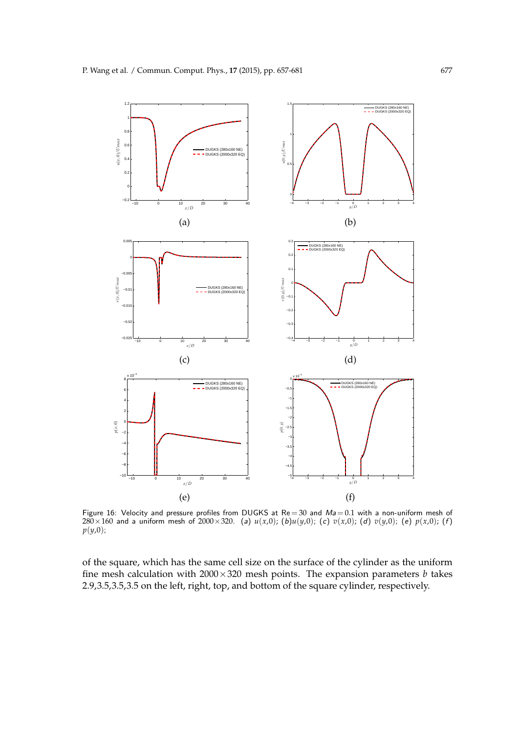Figure 16: Velocity and pressure profiles from DUGKS at $\mathrm{Re}=30$ and $Ma=0.1$ with a non-uniform mesh of $280\times160$ and a uniform mesh of $2000\times320$. (*a*) $u(x,0)$; (*b*)$u(y,0)$; (*c*) $v(x,0)$; (*d*) $v(y,0)$; (*e*) $p(x,0)$; (*f*) $p(y,0)$;

of the square, which has the same cell size on the surface of the cylinder as the uniform fine mesh calculation with $2000\times320$ mesh points. The expansion parameters $b$ takes 2.9,3.5,3.5,3.5 on the left, right, top, and bottom of the square cylinder, respectively.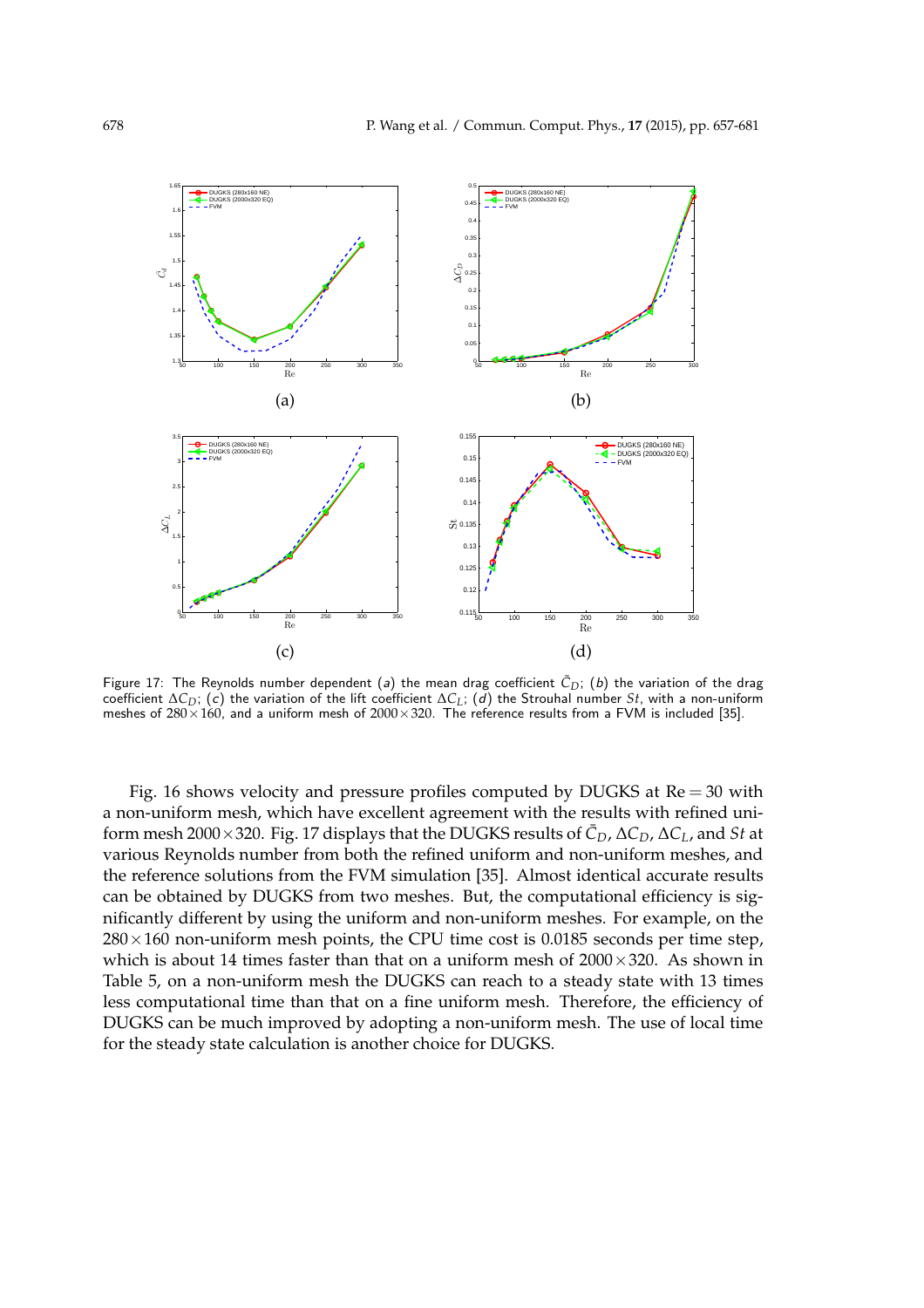Figure 17: The Reynolds number dependent (*a*) the mean drag coefficient $\bar{C}_D$; (*b*) the variation of the drag coefficient $\Delta C_D$; (*c*) the variation of the lift coefficient $\Delta C_L$; (*d*) the Strouhal number $St$, with a non-uniform meshes of $280\times160$, and a uniform mesh of $2000\times320$. The reference results from a FVM is included [35].

Fig. 16 shows velocity and pressure profiles computed by DUGKS at $\mathrm{Re}=30$ with a non-uniform mesh, which have excellent agreement with the results with refined uniform mesh $2000\times320$. Fig. 17 displays that the DUGKS results of $\bar{C}_D$, $\Delta C_D$, $\Delta C_L$, and $St$ at various Reynolds number from both the refined uniform and non-uniform meshes, and the reference solutions from the FVM simulation [35]. Almost identical accurate results can be obtained by DUGKS from two meshes. But, the computational efficiency is significantly different by using the uniform and non-uniform meshes. For example, on the $280\times160$ non-uniform mesh points, the CPU time cost is 0.0185 seconds per time step, which is about 14 times faster than that on a uniform mesh of $2000\times320$. As shown in Table 5, on a non-uniform mesh the DUGKS can reach to a steady state with 13 times less computational time than that on a fine uniform mesh. Therefore, the efficiency of DUGKS can be much improved by adopting a non-uniform mesh. The use of local time for the steady state calculation is another choice for DUGKS.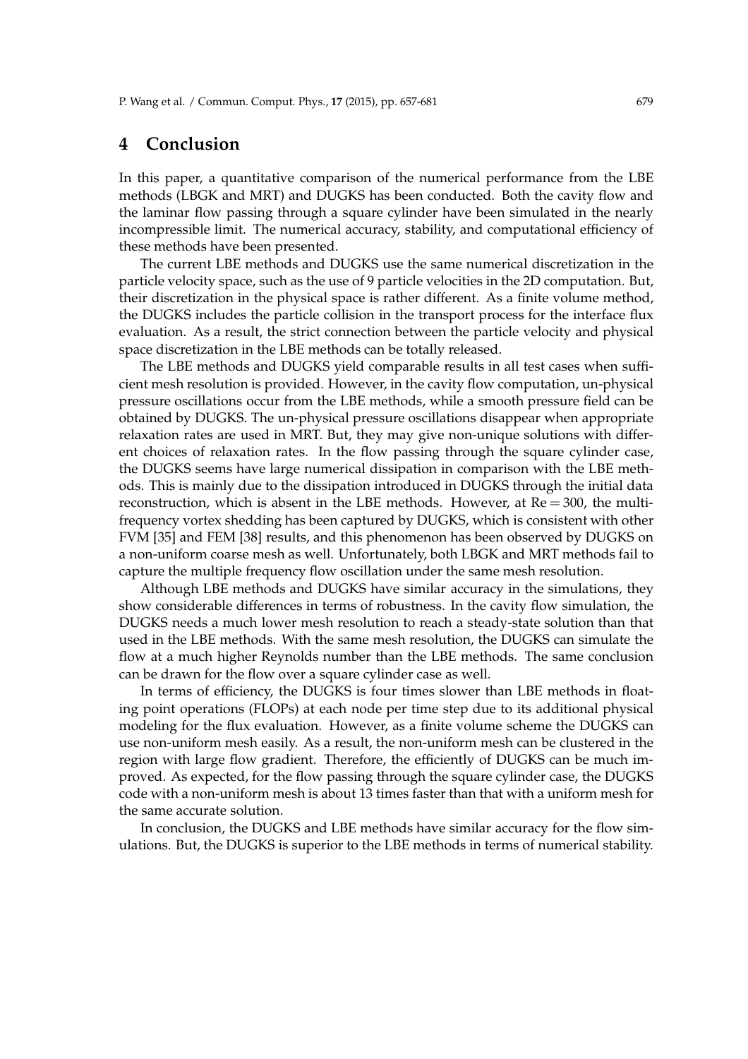# 4 Conclusion

In this paper, a quantitative comparison of the numerical performance from the LBE methods (LBGK and MRT) and DUGKS has been conducted. Both the cavity flow and the laminar flow passing through a square cylinder have been simulated in the nearly incompressible limit. The numerical accuracy, stability, and computational efficiency of these methods have been presented.

The current LBE methods and DUGKS use the same numerical discretization in the particle velocity space, such as the use of 9 particle velocities in the 2D computation. But, their discretization in the physical space is rather different. As a finite volume method, the DUGKS includes the particle collision in the transport process for the interface flux evaluation. As a result, the strict connection between the particle velocity and physical space discretization in the LBE methods can be totally released.

The LBE methods and DUGKS yield comparable results in all test cases when sufficient mesh resolution is provided. However, in the cavity flow computation, un-physical pressure oscillations occur from the LBE methods, while a smooth pressure field can be obtained by DUGKS. The un-physical pressure oscillations disappear when appropriate relaxation rates are used in MRT. But, they may give non-unique solutions with different choices of relaxation rates. In the flow passing through the square cylinder case, the DUGKS seems have large numerical dissipation in comparison with the LBE methods. This is mainly due to the dissipation introduced in DUGKS through the initial data reconstruction, which is absent in the LBE methods. However, at $\mathrm{Re}=300$, the multi-frequency vortex shedding has been captured by DUGKS, which is consistent with other FVM [35] and FEM [38] results, and this phenomenon has been observed by DUGKS on a non-uniform coarse mesh as well. Unfortunately, both LBGK and MRT methods fail to capture the multiple frequency flow oscillation under the same mesh resolution.

Although LBE methods and DUGKS have similar accuracy in the simulations, they show considerable differences in terms of robustness. In the cavity flow simulation, the DUGKS needs a much lower mesh resolution to reach a steady-state solution than that used in the LBE methods. With the same mesh resolution, the DUGKS can simulate the flow at a much higher Reynolds number than the LBE methods. The same conclusion can be drawn for the flow over a square cylinder case as well.

In terms of efficiency, the DUGKS is four times slower than LBE methods in floating point operations (FLOPs) at each node per time step due to its additional physical modeling for the flux evaluation. However, as a finite volume scheme the DUGKS can use non-uniform mesh easily. As a result, the non-uniform mesh can be clustered in the region with large flow gradient. Therefore, the efficiently of DUGKS can be much improved. As expected, for the flow passing through the square cylinder case, the DUGKS code with a non-uniform mesh is about 13 times faster than that with a uniform mesh for the same accurate solution.

In conclusion, the DUGKS and LBE methods have similar accuracy for the flow simulations. But, the DUGKS is superior to the LBE methods in terms of numerical stability.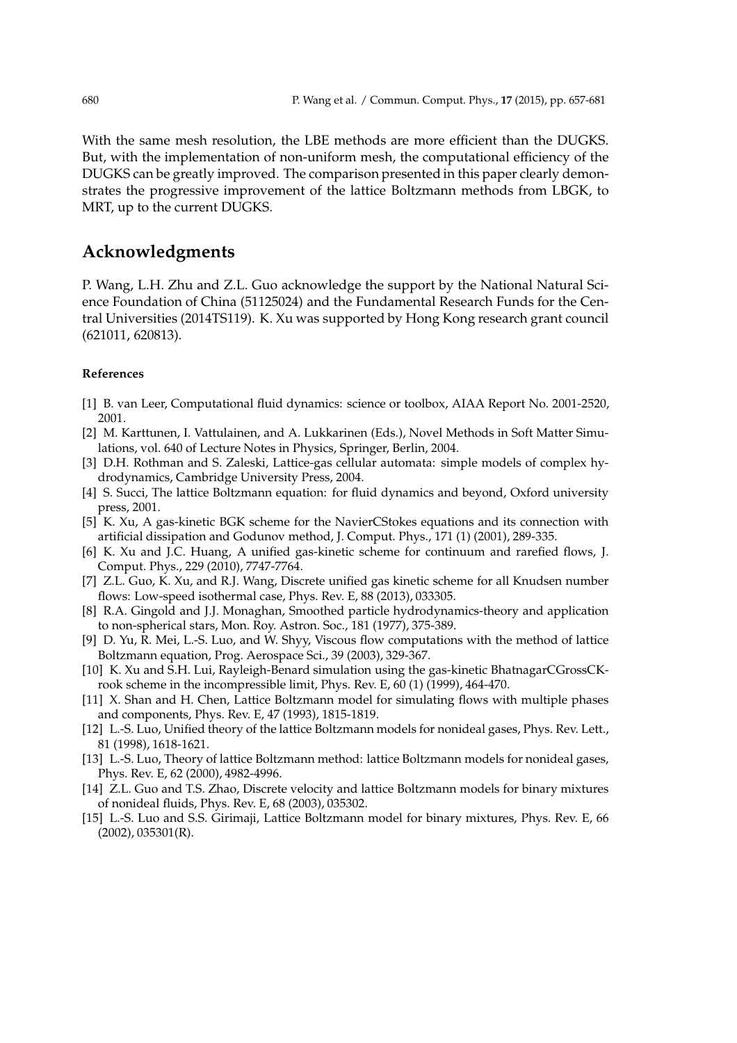With the same mesh resolution, the LBE methods are more efficient than the DUGKS. But, with the implementation of non-uniform mesh, the computational efficiency of the DUGKS can be greatly improved. The comparison presented in this paper clearly demonstrates the progressive improvement of the lattice Boltzmann methods from LBGK, to MRT, up to the current DUGKS.

## Acknowledgments

P. Wang, L.H. Zhu and Z.L. Guo acknowledge the support by the National Natural Science Foundation of China (51125024) and the Fundamental Research Funds for the Central Universities (2014TS119). K. Xu was supported by Hong Kong research grant council (621011, 620813).

#### References

[1] B. van Leer, Computational fluid dynamics: science or toolbox, AIAA Report No. 2001-2520, 2001.

[2] M. Karttunen, I. Vattulainen, and A. Lukkarinen (Eds.), Novel Methods in Soft Matter Simulations, vol. 640 of Lecture Notes in Physics, Springer, Berlin, 2004.

[3] D.H. Rothman and S. Zaleski, Lattice-gas cellular automata: simple models of complex hydrodynamics, Cambridge University Press, 2004.

[4] S. Succi, The lattice Boltzmann equation: for fluid dynamics and beyond, Oxford university press, 2001.

[5] K. Xu, A gas-kinetic BGK scheme for the NavierCStokes equations and its connection with artificial dissipation and Godunov method, J. Comput. Phys., 171 (1) (2001), 289-335.

[6] K. Xu and J.C. Huang, A unified gas-kinetic scheme for continuum and rarefied flows, J. Comput. Phys., 229 (2010), 7747-7764.

[7] Z.L. Guo, K. Xu, and R.J. Wang, Discrete unified gas kinetic scheme for all Knudsen number flows: Low-speed isothermal case, Phys. Rev. E, 88 (2013), 033305.

[8] R.A. Gingold and J.J. Monaghan, Smoothed particle hydrodynamics-theory and application to non-spherical stars, Mon. Roy. Astron. Soc., 181 (1977), 375-389.

[9] D. Yu, R. Mei, L.-S. Luo, and W. Shyy, Viscous flow computations with the method of lattice Boltzmann equation, Prog. Aerospace Sci., 39 (2003), 329-367.

[10] K. Xu and S.H. Lui, Rayleigh-Benard simulation using the gas-kinetic BhatnagarCGrossCKrook scheme in the incompressible limit, Phys. Rev. E, 60 (1) (1999), 464-470.

[11] X. Shan and H. Chen, Lattice Boltzmann model for simulating flows with multiple phases and components, Phys. Rev. E, 47 (1993), 1815-1819.

[12] L.-S. Luo, Unified theory of the lattice Boltzmann models for nonideal gases, Phys. Rev. Lett., 81 (1998), 1618-1621.

[13] L.-S. Luo, Theory of lattice Boltzmann method: lattice Boltzmann models for nonideal gases, Phys. Rev. E, 62 (2000), 4982-4996.

[14] Z.L. Guo and T.S. Zhao, Discrete velocity and lattice Boltzmann models for binary mixtures of nonideal fluids, Phys. Rev. E, 68 (2003), 035302.

[15] L.-S. Luo and S.S. Girimaji, Lattice Boltzmann model for binary mixtures, Phys. Rev. E, 66 (2002), 035301(R).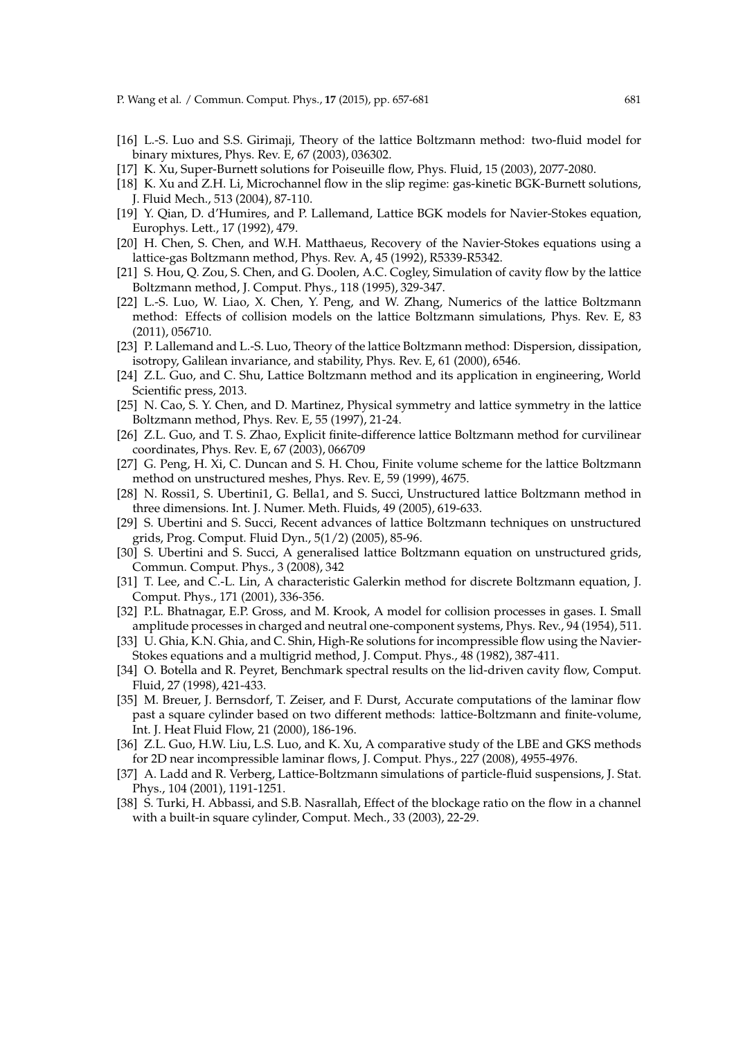[16] L.-S. Luo and S.S. Girimaji, Theory of the lattice Boltzmann method: two-fluid model for binary mixtures, Phys. Rev. E, 67 (2003), 036302.

[17] K. Xu, Super-Burnett solutions for Poiseuille flow, Phys. Fluid, 15 (2003), 2077-2080.

[18] K. Xu and Z.H. Li, Microchannel flow in the slip regime: gas-kinetic BGK-Burnett solutions, J. Fluid Mech., 513 (2004), 87-110.

[19] Y. Qian, D. d'Humires, and P. Lallemand, Lattice BGK models for Navier-Stokes equation, Europhys. Lett., 17 (1992), 479.

[20] H. Chen, S. Chen, and W.H. Matthaeus, Recovery of the Navier-Stokes equations using a lattice-gas Boltzmann method, Phys. Rev. A, 45 (1992), R5339-R5342.

[21] S. Hou, Q. Zou, S. Chen, and G. Doolen, A.C. Cogley, Simulation of cavity flow by the lattice Boltzmann method, J. Comput. Phys., 118 (1995), 329-347.

[22] L.-S. Luo, W. Liao, X. Chen, Y. Peng, and W. Zhang, Numerics of the lattice Boltzmann method: Effects of collision models on the lattice Boltzmann simulations, Phys. Rev. E, 83 (2011), 056710.

[23] P. Lallemand and L.-S. Luo, Theory of the lattice Boltzmann method: Dispersion, dissipation, isotropy, Galilean invariance, and stability, Phys. Rev. E, 61 (2000), 6546.

[24] Z.L. Guo, and C. Shu, Lattice Boltzmann method and its application in engineering, World Scientific press, 2013.

[25] N. Cao, S. Y. Chen, and D. Martinez, Physical symmetry and lattice symmetry in the lattice Boltzmann method, Phys. Rev. E, 55 (1997), 21-24.

[26] Z.L. Guo, and T. S. Zhao, Explicit finite-difference lattice Boltzmann method for curvilinear coordinates, Phys. Rev. E, 67 (2003), 066709

[27] G. Peng, H. Xi, C. Duncan and S. H. Chou, Finite volume scheme for the lattice Boltzmann method on unstructured meshes, Phys. Rev. E, 59 (1999), 4675.

[28] N. Rossi1, S. Ubertini1, G. Bella1, and S. Succi, Unstructured lattice Boltzmann method in three dimensions. Int. J. Numer. Meth. Fluids, 49 (2005), 619-633.

[29] S. Ubertini and S. Succi, Recent advances of lattice Boltzmann techniques on unstructured grids, Prog. Comput. Fluid Dyn., 5(1/2) (2005), 85-96.

[30] S. Ubertini and S. Succi, A generalised lattice Boltzmann equation on unstructured grids, Commun. Comput. Phys., 3 (2008), 342

[31] T. Lee, and C.-L. Lin, A characteristic Galerkin method for discrete Boltzmann equation, J. Comput. Phys., 171 (2001), 336-356.

[32] P.L. Bhatnagar, E.P. Gross, and M. Krook, A model for collision processes in gases. I. Small amplitude processes in charged and neutral one-component systems, Phys. Rev., 94 (1954), 511.

[33] U. Ghia, K.N. Ghia, and C. Shin, High-Re solutions for incompressible flow using the Navier-Stokes equations and a multigrid method, J. Comput. Phys., 48 (1982), 387-411.

[34] O. Botella and R. Peyret, Benchmark spectral results on the lid-driven cavity flow, Comput. Fluid, 27 (1998), 421-433.

[35] M. Breuer, J. Bernsdorf, T. Zeiser, and F. Durst, Accurate computations of the laminar flow past a square cylinder based on two different methods: lattice-Boltzmann and finite-volume, Int. J. Heat Fluid Flow, 21 (2000), 186-196.

[36] Z.L. Guo, H.W. Liu, L.S. Luo, and K. Xu, A comparative study of the LBE and GKS methods for 2D near incompressible laminar flows, J. Comput. Phys., 227 (2008), 4955-4976.

[37] A. Ladd and R. Verberg, Lattice-Boltzmann simulations of particle-fluid suspensions, J. Stat. Phys., 104 (2001), 1191-1251.

[38] S. Turki, H. Abbassi, and S.B. Nasrallah, Effect of the blockage ratio on the flow in a channel with a built-in square cylinder, Comput. Mech., 33 (2003), 22-29.